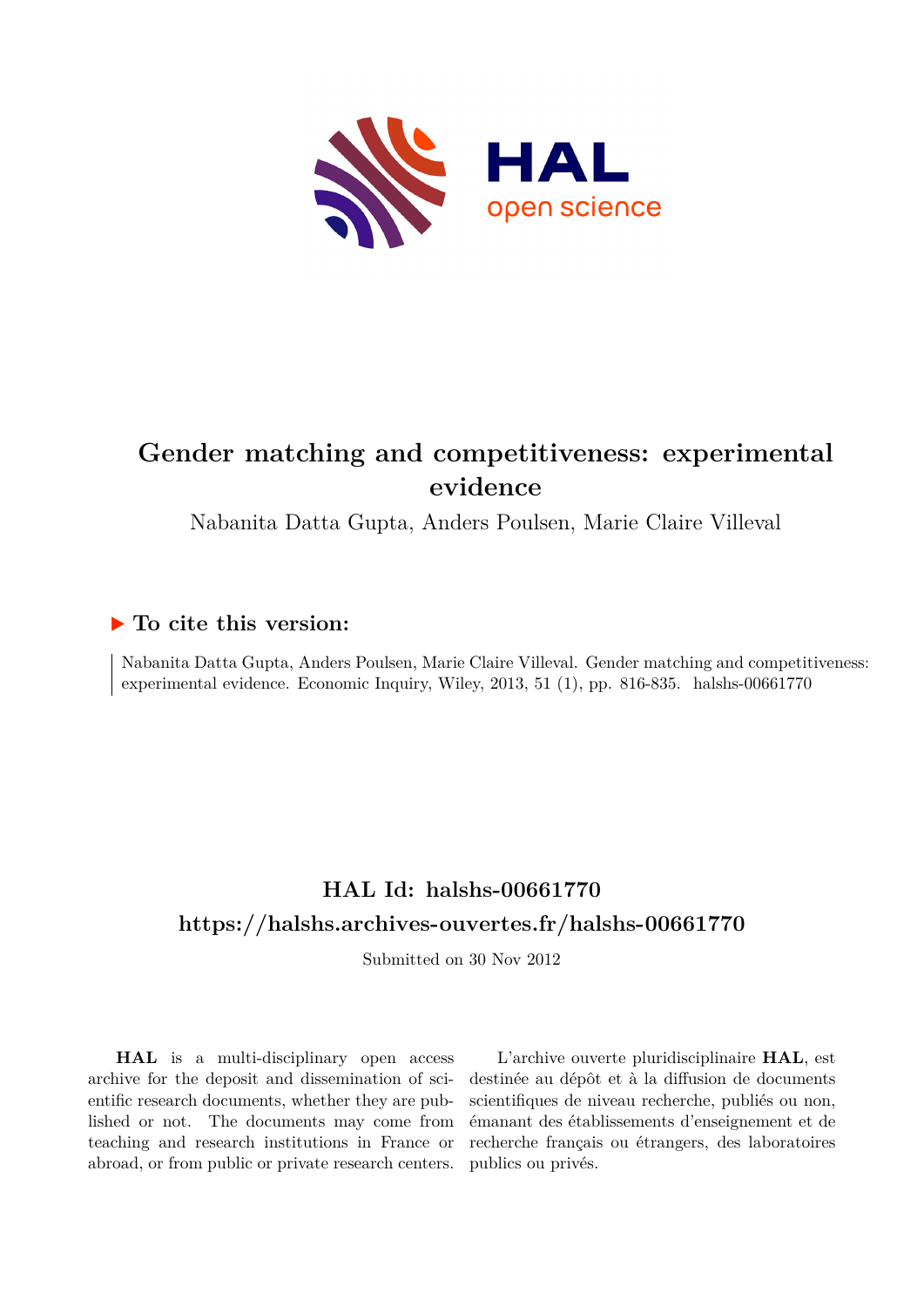# Gender matching and competitiveness: experimental evidence

Nabanita Datta Gupta, Anders Poulsen, Marie Claire Villeval

## ▶ To cite this version:

Nabanita Datta Gupta, Anders Poulsen, Marie Claire Villeval. Gender matching and competitiveness: experimental evidence. Economic Inquiry, Wiley, 2013, 51 (1), pp. 816-835. halshs-00661770

## HAL Id: halshs-00661770

## https://halshs.archives-ouvertes.fr/halshs-00661770

Submitted on 30 Nov 2012

**HAL** is a multi-disciplinary open access archive for the deposit and dissemination of scientific research documents, whether they are published or not. The documents may come from teaching and research institutions in France or abroad, or from public or private research centers.

L'archive ouverte pluridisciplinaire **HAL**, est destinée au dépôt et à la diffusion de documents scientifiques de niveau recherche, publiés ou non, émanant des établissements d'enseignement et de recherche français ou étrangers, des laboratoires publics ou privés.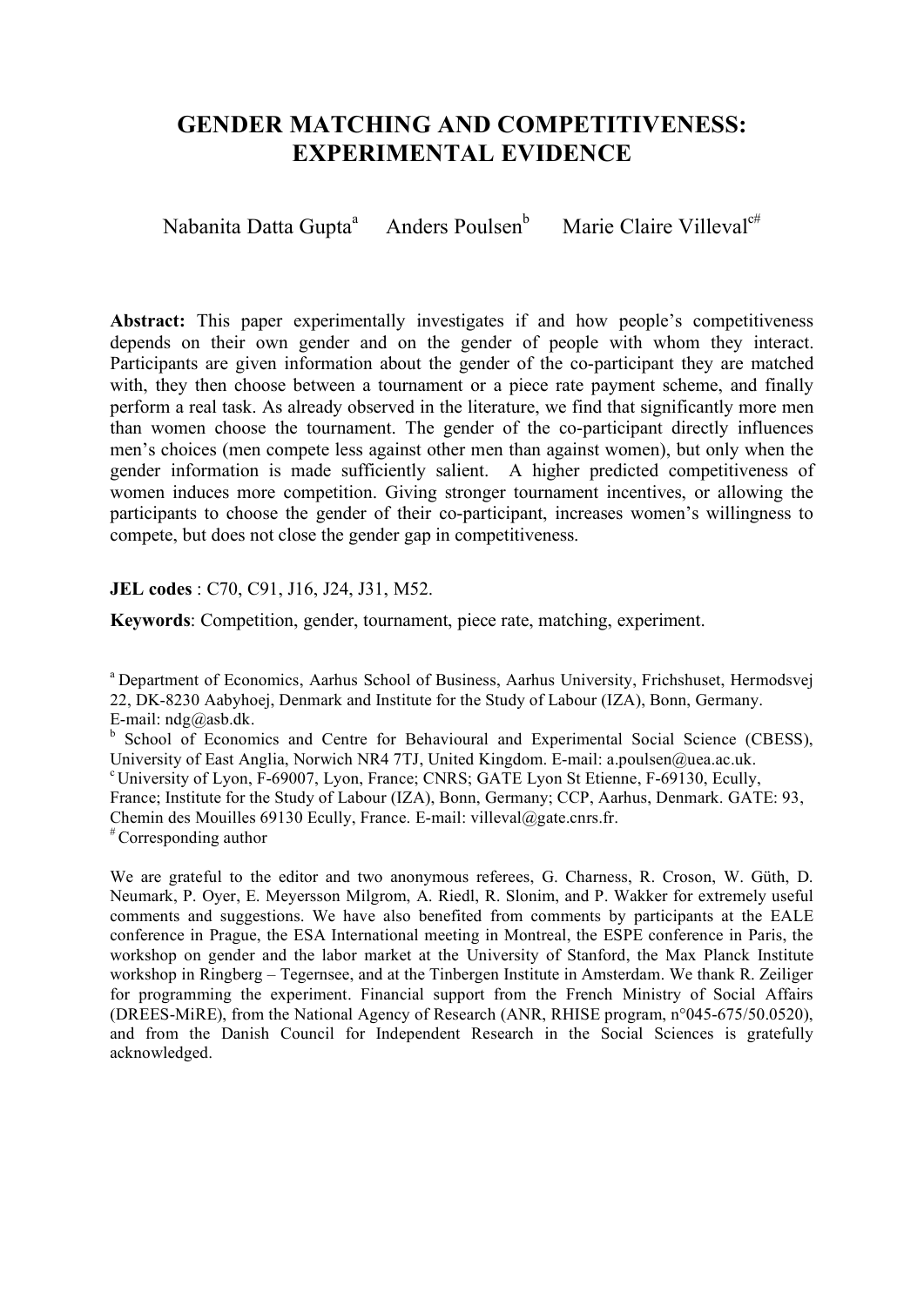# GENDER MATCHING AND COMPETITIVENESS: EXPERIMENTAL EVIDENCE

Nabanita Datta Gupta[a] Anders Poulsen[b] Marie Claire Villeval[c#]

**Abstract:** This paper experimentally investigates if and how people's competitiveness depends on their own gender and on the gender of people with whom they interact. Participants are given information about the gender of the co-participant they are matched with, they then choose between a tournament or a piece rate payment scheme, and finally perform a real task. As already observed in the literature, we find that significantly more men than women choose the tournament. The gender of the co-participant directly influences men's choices (men compete less against other men than against women), but only when the gender information is made sufficiently salient. A higher predicted competitiveness of women induces more competition. Giving stronger tournament incentives, or allowing the participants to choose the gender of their co-participant, increases women's willingness to compete, but does not close the gender gap in competitiveness.

**JEL codes** : C70, C91, J16, J24, J31, M52.

**Keywords**: Competition, gender, tournament, piece rate, matching, experiment.

[a] Department of Economics, Aarhus School of Business, Aarhus University, Frichshuset, Hermodsvej 22, DK-8230 Aabyhoej, Denmark and Institute for the Study of Labour (IZA), Bonn, Germany. E-mail: ndg@asb.dk.

[b] School of Economics and Centre for Behavioural and Experimental Social Science (CBESS), University of East Anglia, Norwich NR4 7TJ, United Kingdom. E-mail: a.poulsen@uea.ac.uk.

[c] University of Lyon, F-69007, Lyon, France; CNRS; GATE Lyon St Etienne, F-69130, Ecully, France; Institute for the Study of Labour (IZA), Bonn, Germany; CCP, Aarhus, Denmark. GATE: 93, Chemin des Mouilles 69130 Ecully, France. E-mail: villeval@gate.cnrs.fr.

[#] Corresponding author

We are grateful to the editor and two anonymous referees, G. Charness, R. Croson, W. Güth, D. Neumark, P. Oyer, E. Meyersson Milgrom, A. Riedl, R. Slonim, and P. Wakker for extremely useful comments and suggestions. We have also benefited from comments by participants at the EALE conference in Prague, the ESA International meeting in Montreal, the ESPE conference in Paris, the workshop on gender and the labor market at the University of Stanford, the Max Planck Institute workshop in Ringberg – Tegernsee, and at the Tinbergen Institute in Amsterdam. We thank R. Zeiliger for programming the experiment. Financial support from the French Ministry of Social Affairs (DREES-MiRE), from the National Agency of Research (ANR, RHISE program, n°045-675/50.0520), and from the Danish Council for Independent Research in the Social Sciences is gratefully acknowledged.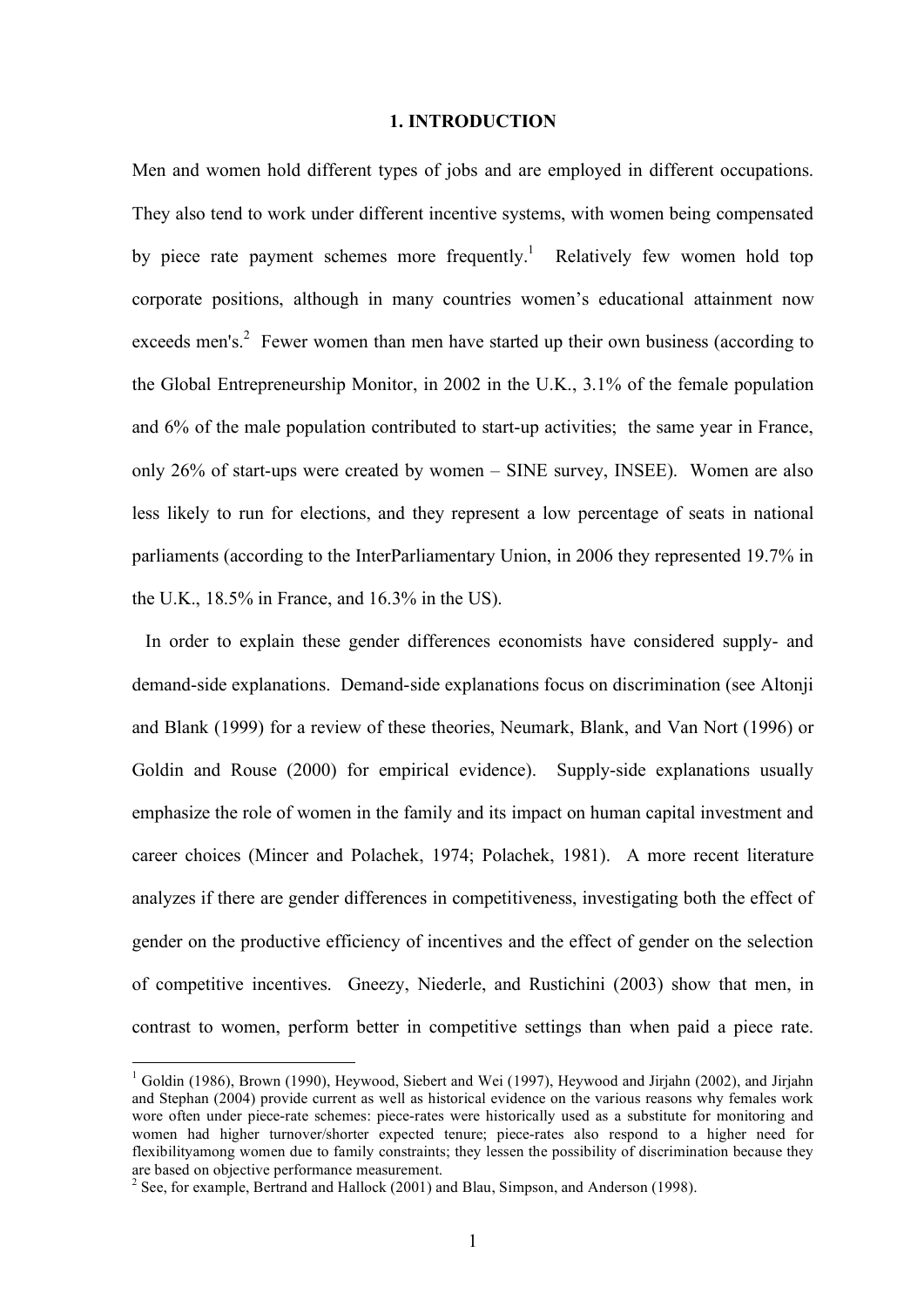## 1. INTRODUCTION

Men and women hold different types of jobs and are employed in different occupations. They also tend to work under different incentive systems, with women being compensated by piece rate payment schemes more frequently.[1] Relatively few women hold top corporate positions, although in many countries women's educational attainment now exceeds men's.[2] Fewer women than men have started up their own business (according to the Global Entrepreneurship Monitor, in 2002 in the U.K., 3.1% of the female population and 6% of the male population contributed to start-up activities; the same year in France, only 26% of start-ups were created by women – SINE survey, INSEE). Women are also less likely to run for elections, and they represent a low percentage of seats in national parliaments (according to the InterParliamentary Union, in 2006 they represented 19.7% in the U.K., 18.5% in France, and 16.3% in the US).

In order to explain these gender differences economists have considered supply- and demand-side explanations. Demand-side explanations focus on discrimination (see Altonji and Blank (1999) for a review of these theories, Neumark, Blank, and Van Nort (1996) or Goldin and Rouse (2000) for empirical evidence). Supply-side explanations usually emphasize the role of women in the family and its impact on human capital investment and career choices (Mincer and Polachek, 1974; Polachek, 1981). A more recent literature analyzes if there are gender differences in competitiveness, investigating both the effect of gender on the productive efficiency of incentives and the effect of gender on the selection of competitive incentives. Gneezy, Niederle, and Rustichini (2003) show that men, in contrast to women, perform better in competitive settings than when paid a piece rate.

[1] Goldin (1986), Brown (1990), Heywood, Siebert and Wei (1997), Heywood and Jirjahn (2002), and Jirjahn and Stephan (2004) provide current as well as historical evidence on the various reasons why females work wore often under piece-rate schemes: piece-rates were historically used as a substitute for monitoring and women had higher turnover/shorter expected tenure; piece-rates also respond to a higher need for flexibilityamong women due to family constraints; they lessen the possibility of discrimination because they are based on objective performance measurement.

[2] See, for example, Bertrand and Hallock (2001) and Blau, Simpson, and Anderson (1998).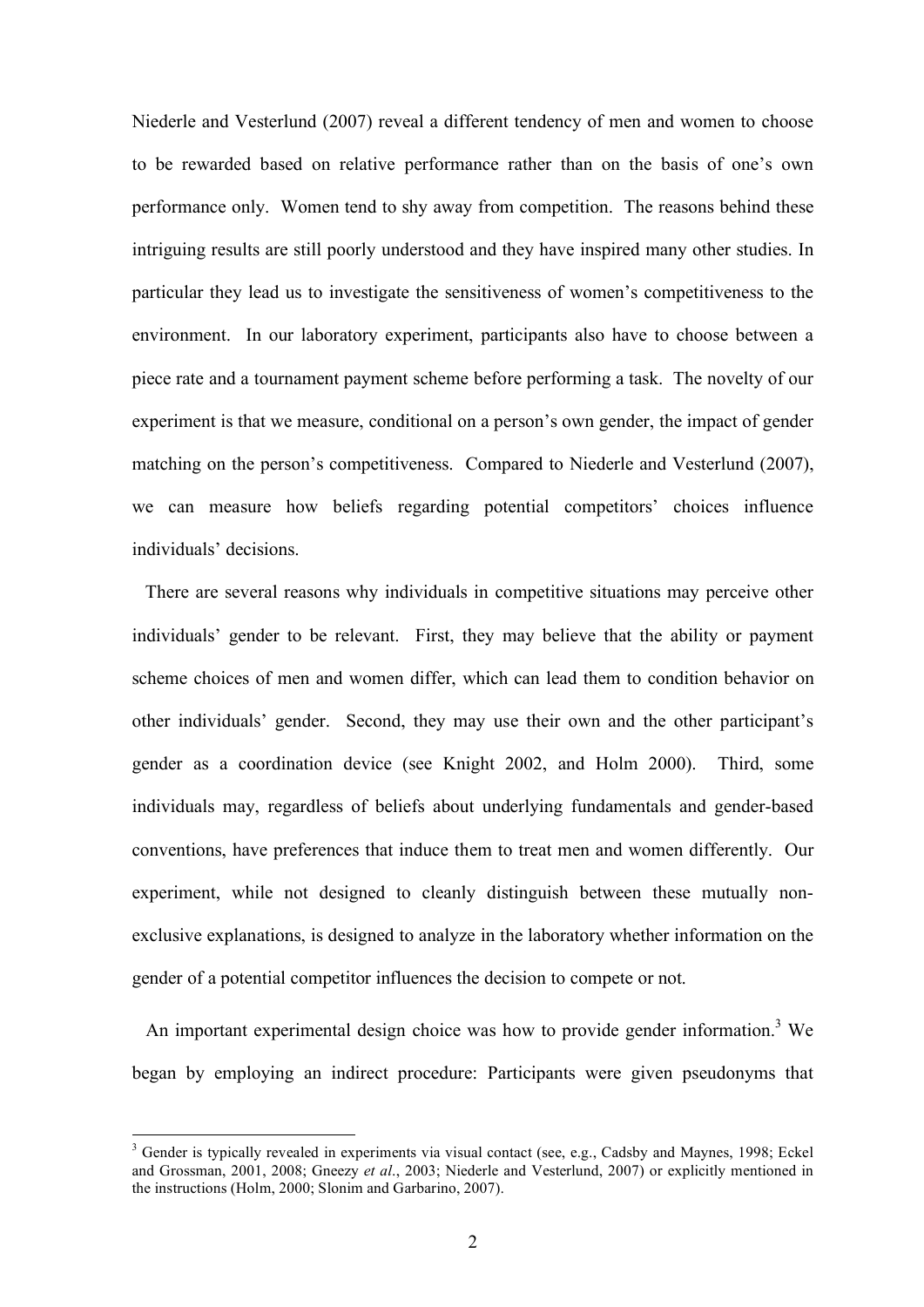Niederle and Vesterlund (2007) reveal a different tendency of men and women to choose to be rewarded based on relative performance rather than on the basis of one's own performance only. Women tend to shy away from competition. The reasons behind these intriguing results are still poorly understood and they have inspired many other studies. In particular they lead us to investigate the sensitiveness of women's competitiveness to the environment. In our laboratory experiment, participants also have to choose between a piece rate and a tournament payment scheme before performing a task. The novelty of our experiment is that we measure, conditional on a person's own gender, the impact of gender matching on the person's competitiveness. Compared to Niederle and Vesterlund (2007), we can measure how beliefs regarding potential competitors' choices influence individuals' decisions.

There are several reasons why individuals in competitive situations may perceive other individuals' gender to be relevant. First, they may believe that the ability or payment scheme choices of men and women differ, which can lead them to condition behavior on other individuals' gender. Second, they may use their own and the other participant's gender as a coordination device (see Knight 2002, and Holm 2000). Third, some individuals may, regardless of beliefs about underlying fundamentals and gender-based conventions, have preferences that induce them to treat men and women differently. Our experiment, while not designed to cleanly distinguish between these mutually non-exclusive explanations, is designed to analyze in the laboratory whether information on the gender of a potential competitor influences the decision to compete or not.

An important experimental design choice was how to provide gender information.[3] We began by employing an indirect procedure: Participants were given pseudonyms that

[3] Gender is typically revealed in experiments via visual contact (see, e.g., Cadsby and Maynes, 1998; Eckel and Grossman, 2001, 2008; Gneezy *et al*., 2003; Niederle and Vesterlund, 2007) or explicitly mentioned in the instructions (Holm, 2000; Slonim and Garbarino, 2007).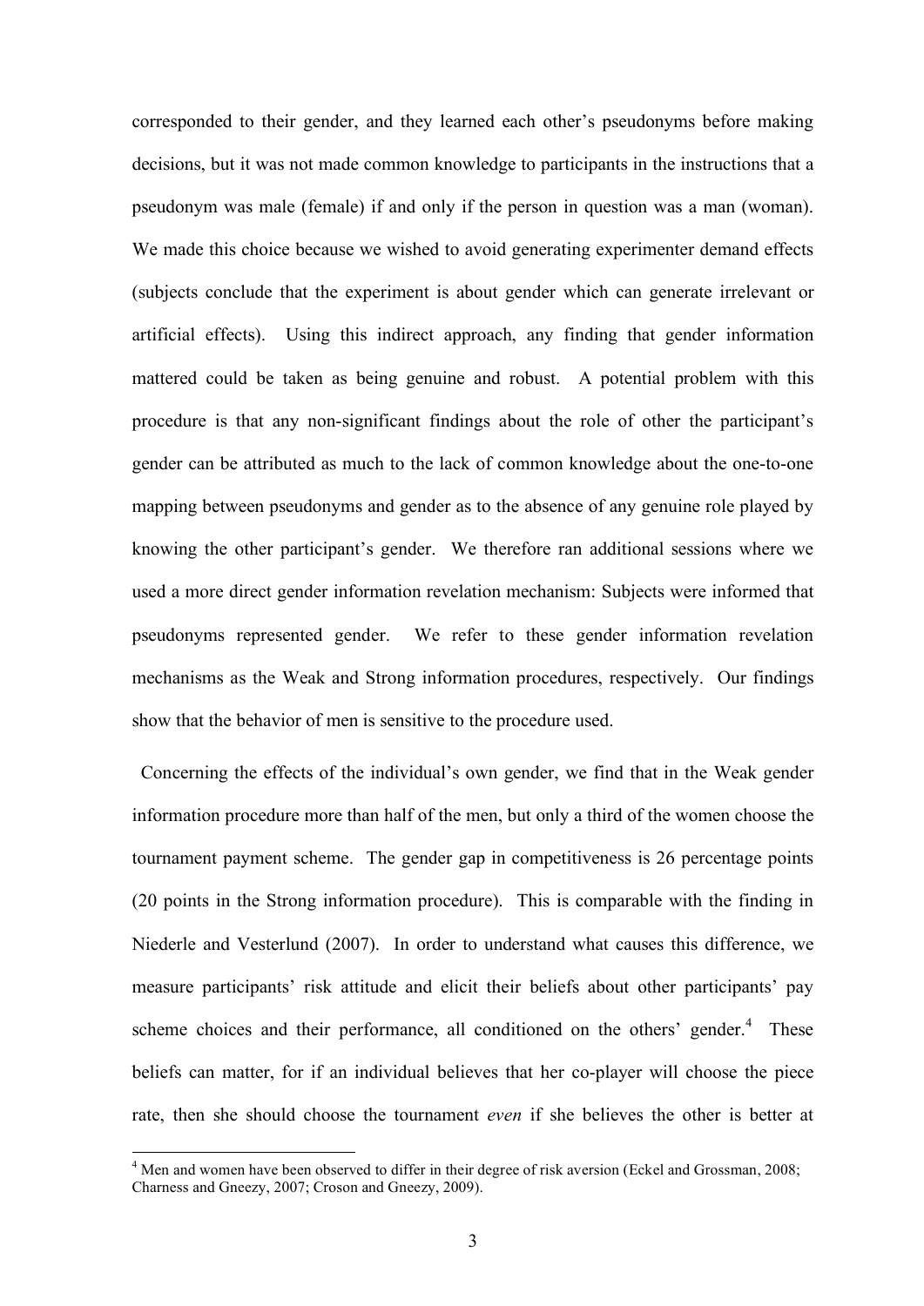corresponded to their gender, and they learned each other's pseudonyms before making decisions, but it was not made common knowledge to participants in the instructions that a pseudonym was male (female) if and only if the person in question was a man (woman). We made this choice because we wished to avoid generating experimenter demand effects (subjects conclude that the experiment is about gender which can generate irrelevant or artificial effects). Using this indirect approach, any finding that gender information mattered could be taken as being genuine and robust. A potential problem with this procedure is that any non-significant findings about the role of other the participant's gender can be attributed as much to the lack of common knowledge about the one-to-one mapping between pseudonyms and gender as to the absence of any genuine role played by knowing the other participant's gender. We therefore ran additional sessions where we used a more direct gender information revelation mechanism: Subjects were informed that pseudonyms represented gender. We refer to these gender information revelation mechanisms as the Weak and Strong information procedures, respectively. Our findings show that the behavior of men is sensitive to the procedure used.

Concerning the effects of the individual's own gender, we find that in the Weak gender information procedure more than half of the men, but only a third of the women choose the tournament payment scheme. The gender gap in competitiveness is 26 percentage points (20 points in the Strong information procedure). This is comparable with the finding in Niederle and Vesterlund (2007). In order to understand what causes this difference, we measure participants' risk attitude and elicit their beliefs about other participants' pay scheme choices and their performance, all conditioned on the others' gender.[4] These beliefs can matter, for if an individual believes that her co-player will choose the piece rate, then she should choose the tournament *even* if she believes the other is better at

[4] Men and women have been observed to differ in their degree of risk aversion (Eckel and Grossman, 2008; Charness and Gneezy, 2007; Croson and Gneezy, 2009).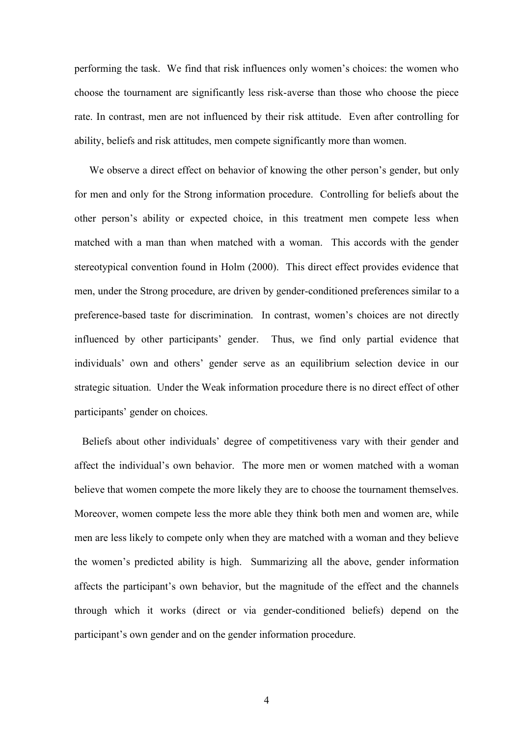performing the task. We find that risk influences only women's choices: the women who choose the tournament are significantly less risk-averse than those who choose the piece rate. In contrast, men are not influenced by their risk attitude. Even after controlling for ability, beliefs and risk attitudes, men compete significantly more than women.

We observe a direct effect on behavior of knowing the other person's gender, but only for men and only for the Strong information procedure. Controlling for beliefs about the other person's ability or expected choice, in this treatment men compete less when matched with a man than when matched with a woman. This accords with the gender stereotypical convention found in Holm (2000). This direct effect provides evidence that men, under the Strong procedure, are driven by gender-conditioned preferences similar to a preference-based taste for discrimination. In contrast, women's choices are not directly influenced by other participants' gender. Thus, we find only partial evidence that individuals' own and others' gender serve as an equilibrium selection device in our strategic situation. Under the Weak information procedure there is no direct effect of other participants' gender on choices.

Beliefs about other individuals' degree of competitiveness vary with their gender and affect the individual's own behavior. The more men or women matched with a woman believe that women compete the more likely they are to choose the tournament themselves. Moreover, women compete less the more able they think both men and women are, while men are less likely to compete only when they are matched with a woman and they believe the women's predicted ability is high. Summarizing all the above, gender information affects the participant's own behavior, but the magnitude of the effect and the channels through which it works (direct or via gender-conditioned beliefs) depend on the participant's own gender and on the gender information procedure.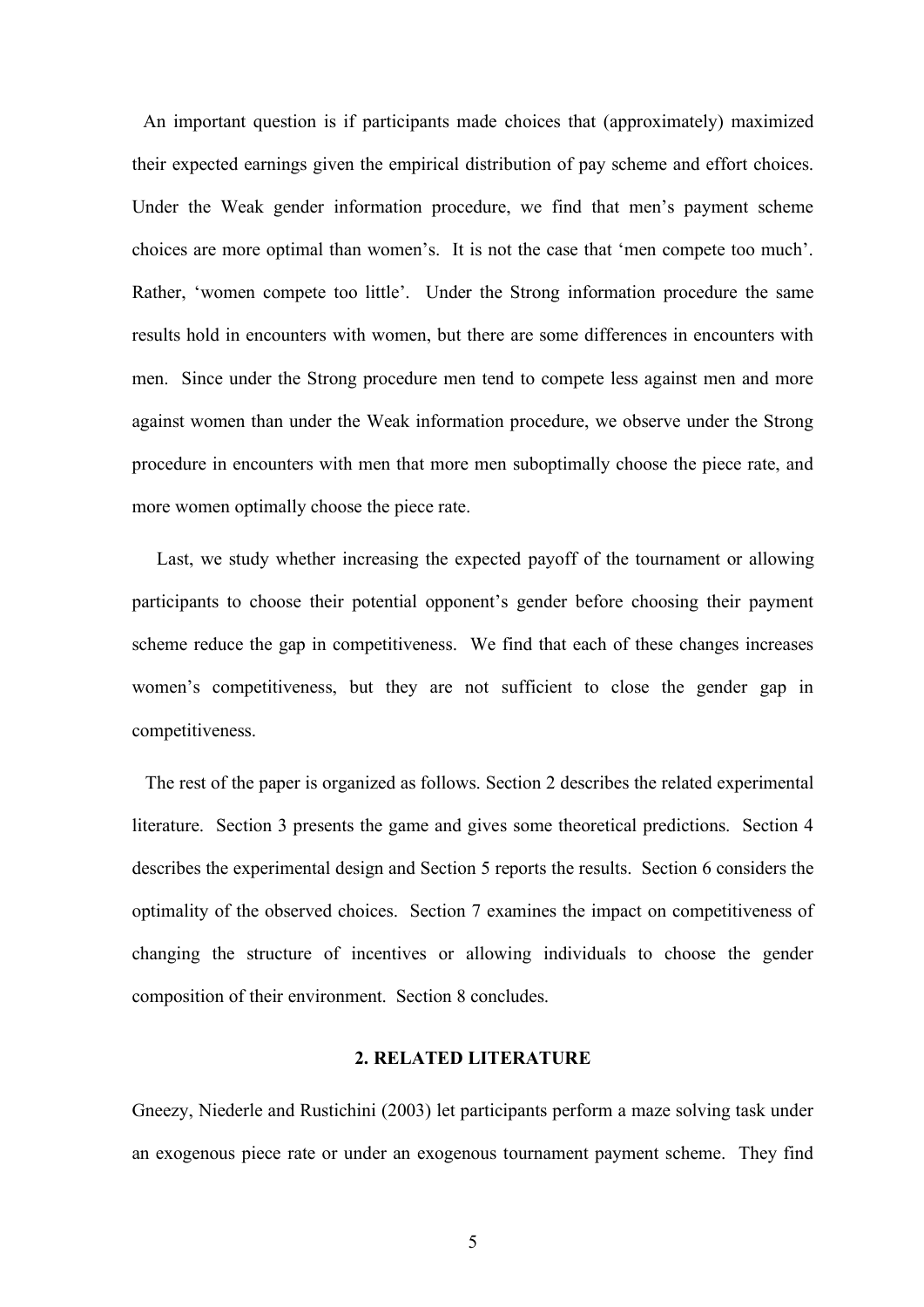An important question is if participants made choices that (approximately) maximized their expected earnings given the empirical distribution of pay scheme and effort choices. Under the Weak gender information procedure, we find that men's payment scheme choices are more optimal than women's. It is not the case that 'men compete too much'. Rather, 'women compete too little'. Under the Strong information procedure the same results hold in encounters with women, but there are some differences in encounters with men. Since under the Strong procedure men tend to compete less against men and more against women than under the Weak information procedure, we observe under the Strong procedure in encounters with men that more men suboptimally choose the piece rate, and more women optimally choose the piece rate.

Last, we study whether increasing the expected payoff of the tournament or allowing participants to choose their potential opponent's gender before choosing their payment scheme reduce the gap in competitiveness. We find that each of these changes increases women's competitiveness, but they are not sufficient to close the gender gap in competitiveness.

The rest of the paper is organized as follows. Section 2 describes the related experimental literature. Section 3 presents the game and gives some theoretical predictions. Section 4 describes the experimental design and Section 5 reports the results. Section 6 considers the optimality of the observed choices. Section 7 examines the impact on competitiveness of changing the structure of incentives or allowing individuals to choose the gender composition of their environment. Section 8 concludes.

## 2. RELATED LITERATURE

Gneezy, Niederle and Rustichini (2003) let participants perform a maze solving task under an exogenous piece rate or under an exogenous tournament payment scheme. They find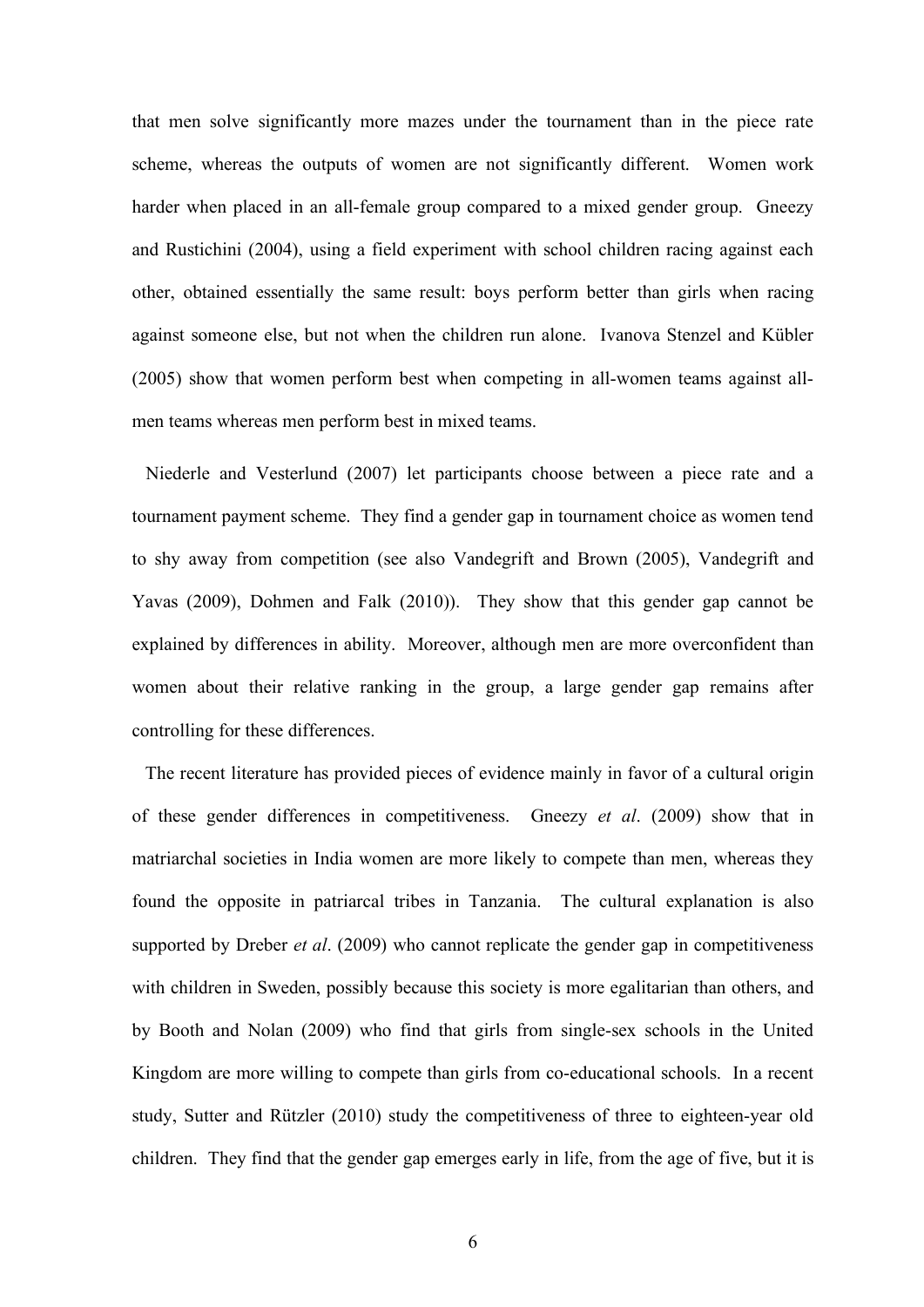that men solve significantly more mazes under the tournament than in the piece rate scheme, whereas the outputs of women are not significantly different. Women work harder when placed in an all-female group compared to a mixed gender group. Gneezy and Rustichini (2004), using a field experiment with school children racing against each other, obtained essentially the same result: boys perform better than girls when racing against someone else, but not when the children run alone. Ivanova Stenzel and Kübler (2005) show that women perform best when competing in all-women teams against all-men teams whereas men perform best in mixed teams.

Niederle and Vesterlund (2007) let participants choose between a piece rate and a tournament payment scheme. They find a gender gap in tournament choice as women tend to shy away from competition (see also Vandegrift and Brown (2005), Vandegrift and Yavas (2009), Dohmen and Falk (2010)). They show that this gender gap cannot be explained by differences in ability. Moreover, although men are more overconfident than women about their relative ranking in the group, a large gender gap remains after controlling for these differences.

The recent literature has provided pieces of evidence mainly in favor of a cultural origin of these gender differences in competitiveness. Gneezy *et al*. (2009) show that in matriarchal societies in India women are more likely to compete than men, whereas they found the opposite in patriarcal tribes in Tanzania. The cultural explanation is also supported by Dreber *et al*. (2009) who cannot replicate the gender gap in competitiveness with children in Sweden, possibly because this society is more egalitarian than others, and by Booth and Nolan (2009) who find that girls from single-sex schools in the United Kingdom are more willing to compete than girls from co-educational schools. In a recent study, Sutter and Rützler (2010) study the competitiveness of three to eighteen-year old children. They find that the gender gap emerges early in life, from the age of five, but it is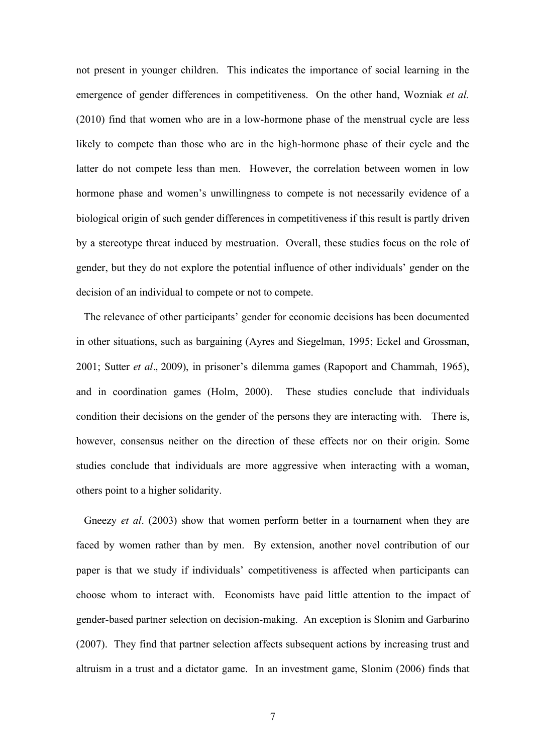not present in younger children. This indicates the importance of social learning in the emergence of gender differences in competitiveness. On the other hand, Wozniak *et al.* (2010) find that women who are in a low-hormone phase of the menstrual cycle are less likely to compete than those who are in the high-hormone phase of their cycle and the latter do not compete less than men. However, the correlation between women in low hormone phase and women's unwillingness to compete is not necessarily evidence of a biological origin of such gender differences in competitiveness if this result is partly driven by a stereotype threat induced by mestruation. Overall, these studies focus on the role of gender, but they do not explore the potential influence of other individuals' gender on the decision of an individual to compete or not to compete.

The relevance of other participants' gender for economic decisions has been documented in other situations, such as bargaining (Ayres and Siegelman, 1995; Eckel and Grossman, 2001; Sutter *et al*., 2009), in prisoner's dilemma games (Rapoport and Chammah, 1965), and in coordination games (Holm, 2000). These studies conclude that individuals condition their decisions on the gender of the persons they are interacting with. There is, however, consensus neither on the direction of these effects nor on their origin. Some studies conclude that individuals are more aggressive when interacting with a woman, others point to a higher solidarity.

Gneezy *et al*. (2003) show that women perform better in a tournament when they are faced by women rather than by men. By extension, another novel contribution of our paper is that we study if individuals' competitiveness is affected when participants can choose whom to interact with. Economists have paid little attention to the impact of gender-based partner selection on decision-making. An exception is Slonim and Garbarino (2007). They find that partner selection affects subsequent actions by increasing trust and altruism in a trust and a dictator game. In an investment game, Slonim (2006) finds that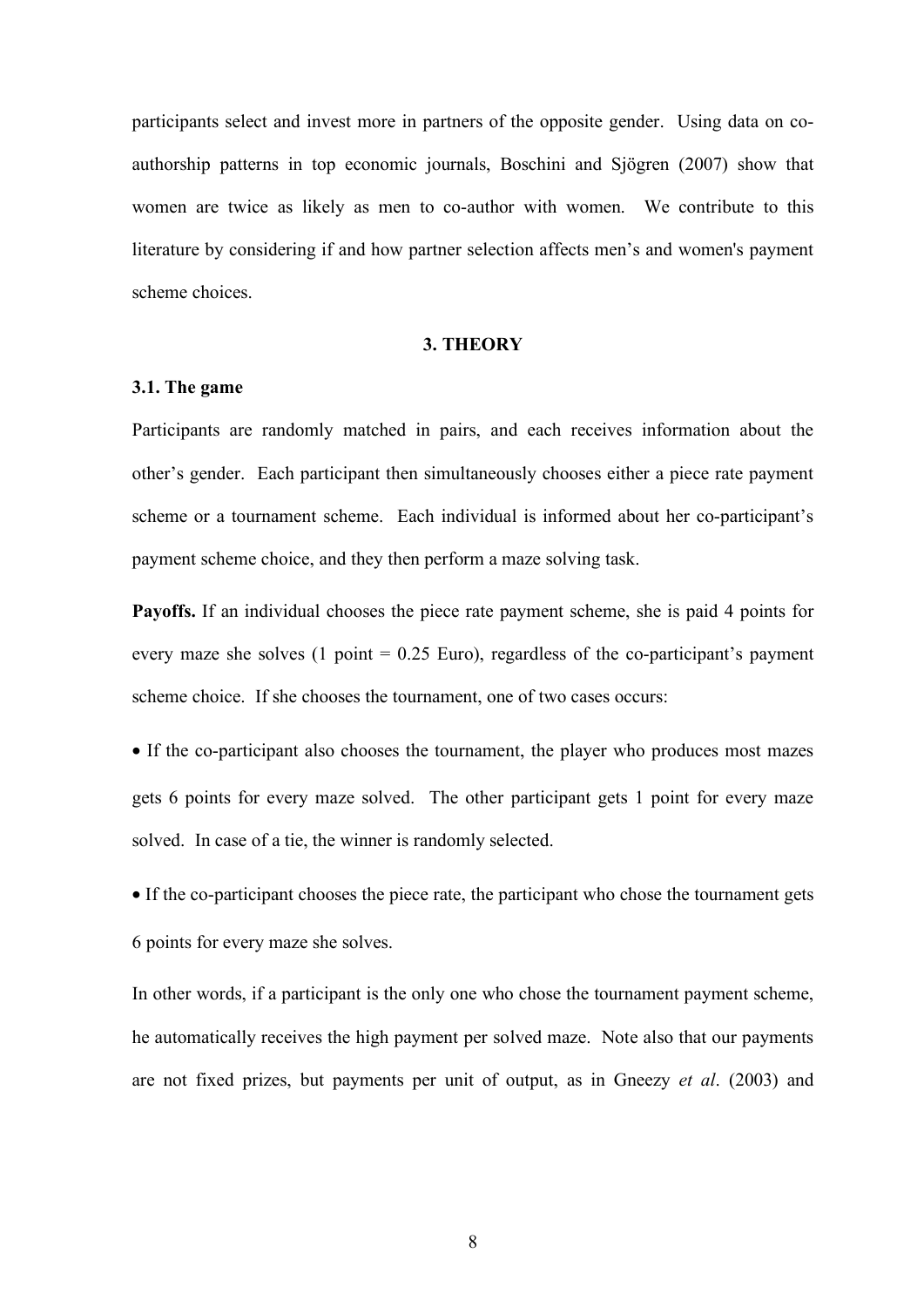participants select and invest more in partners of the opposite gender. Using data on co-authorship patterns in top economic journals, Boschini and Sjögren (2007) show that women are twice as likely as men to co-author with women. We contribute to this literature by considering if and how partner selection affects men's and women's payment scheme choices.

## 3. THEORY

### 3.1. The game

Participants are randomly matched in pairs, and each receives information about the other's gender. Each participant then simultaneously chooses either a piece rate payment scheme or a tournament scheme. Each individual is informed about her co-participant's payment scheme choice, and they then perform a maze solving task.

**Payoffs.** If an individual chooses the piece rate payment scheme, she is paid 4 points for every maze she solves (1 point = 0.25 Euro), regardless of the co-participant's payment scheme choice. If she chooses the tournament, one of two cases occurs:

- If the co-participant also chooses the tournament, the player who produces most mazes gets 6 points for every maze solved. The other participant gets 1 point for every maze solved. In case of a tie, the winner is randomly selected.

- If the co-participant chooses the piece rate, the participant who chose the tournament gets 6 points for every maze she solves.

In other words, if a participant is the only one who chose the tournament payment scheme, he automatically receives the high payment per solved maze. Note also that our payments are not fixed prizes, but payments per unit of output, as in Gneezy *et al*. (2003) and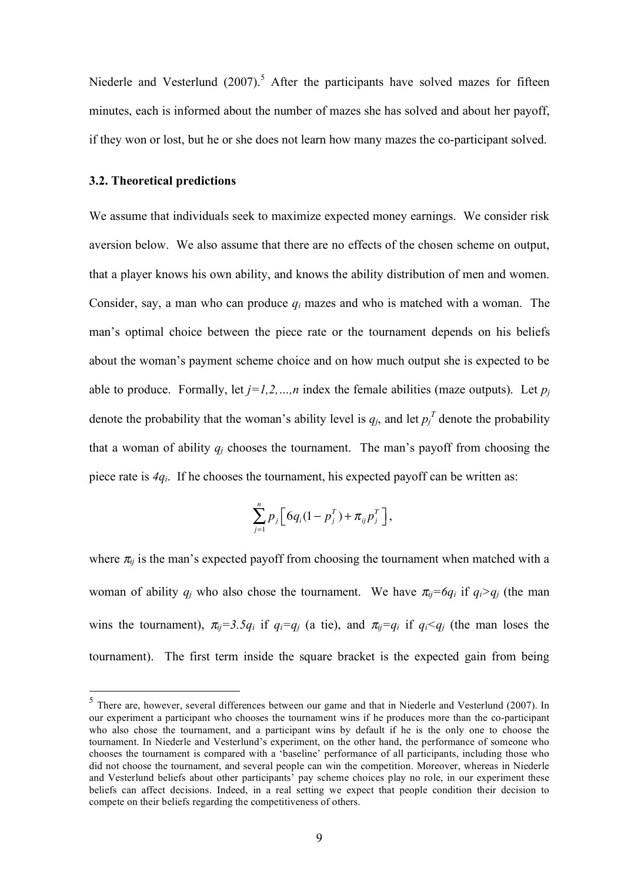Niederle and Vesterlund (2007).[5] After the participants have solved mazes for fifteen minutes, each is informed about the number of mazes she has solved and about her payoff, if they won or lost, but he or she does not learn how many mazes the co-participant solved.

### 3.2. Theoretical predictions

We assume that individuals seek to maximize expected money earnings. We consider risk aversion below. We also assume that there are no effects of the chosen scheme on output, that a player knows his own ability, and knows the ability distribution of men and women. Consider, say, a man who can produce $q_i$ mazes and who is matched with a woman. The man's optimal choice between the piece rate or the tournament depends on his beliefs about the woman's payment scheme choice and on how much output she is expected to be able to produce. Formally, let $j=1,2,\ldots,n$ index the female abilities (maze outputs). Let $p_j$ denote the probability that the woman's ability level is $q_j$, and let $p_j^T$ denote the probability that a woman of ability $q_j$ chooses the tournament. The man's payoff from choosing the piece rate is $4q_i$. If he chooses the tournament, his expected payoff can be written as:

$$\sum_{j=1}^{n} p_j \left[ 6q_i(1-p_j^T) + \pi_{ij} p_j^T \right],$$

where $\pi_{ij}$ is the man's expected payoff from choosing the tournament when matched with a woman of ability $q_j$ who also chose the tournament. We have $\pi_{ij}=6q_i$ if $q_i>q_j$ (the man wins the tournament), $\pi_{ij}=3.5q_i$ if $q_i=q_j$ (a tie), and $\pi_{ij}=q_i$ if $q_i<q_j$ (the man loses the tournament). The first term inside the square bracket is the expected gain from being

[5] There are, however, several differences between our game and that in Niederle and Vesterlund (2007). In our experiment a participant who chooses the tournament wins if he produces more than the co-participant who also chose the tournament, and a participant wins by default if he is the only one to choose the tournament. In Niederle and Vesterlund's experiment, on the other hand, the performance of someone who chooses the tournament is compared with a 'baseline' performance of all participants, including those who did not choose the tournament, and several people can win the competition. Moreover, whereas in Niederle and Vesterlund beliefs about other participants' pay scheme choices play no role, in our experiment these beliefs can affect decisions. Indeed, in a real setting we expect that people condition their decision to compete on their beliefs regarding the competitiveness of others.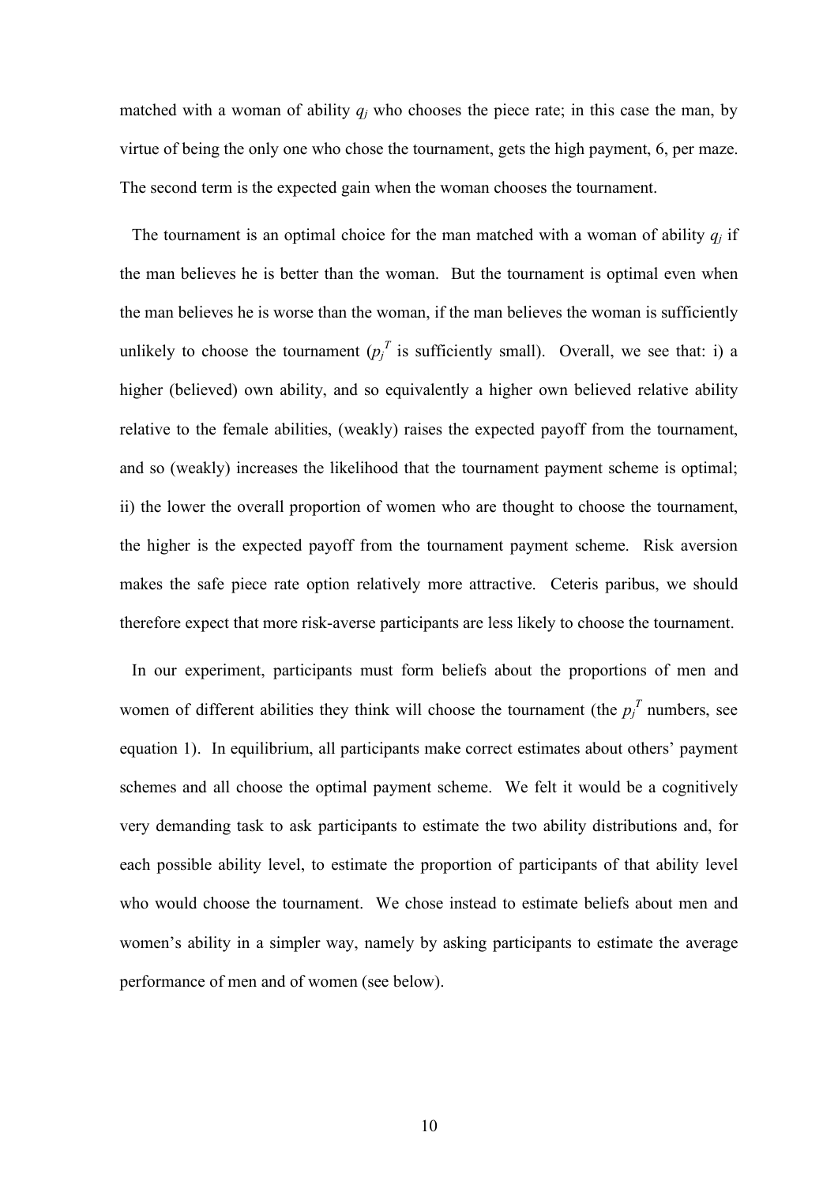matched with a woman of ability $q_j$ who chooses the piece rate; in this case the man, by virtue of being the only one who chose the tournament, gets the high payment, 6, per maze. The second term is the expected gain when the woman chooses the tournament.

The tournament is an optimal choice for the man matched with a woman of ability $q_j$ if the man believes he is better than the woman. But the tournament is optimal even when the man believes he is worse than the woman, if the man believes the woman is sufficiently unlikely to choose the tournament ($p_j^T$ is sufficiently small). Overall, we see that: i) a higher (believed) own ability, and so equivalently a higher own believed relative ability relative to the female abilities, (weakly) raises the expected payoff from the tournament, and so (weakly) increases the likelihood that the tournament payment scheme is optimal; ii) the lower the overall proportion of women who are thought to choose the tournament, the higher is the expected payoff from the tournament payment scheme. Risk aversion makes the safe piece rate option relatively more attractive. Ceteris paribus, we should therefore expect that more risk-averse participants are less likely to choose the tournament.

In our experiment, participants must form beliefs about the proportions of men and women of different abilities they think will choose the tournament (the $p_j^T$ numbers, see equation 1). In equilibrium, all participants make correct estimates about others' payment schemes and all choose the optimal payment scheme. We felt it would be a cognitively very demanding task to ask participants to estimate the two ability distributions and, for each possible ability level, to estimate the proportion of participants of that ability level who would choose the tournament. We chose instead to estimate beliefs about men and women's ability in a simpler way, namely by asking participants to estimate the average performance of men and of women (see below).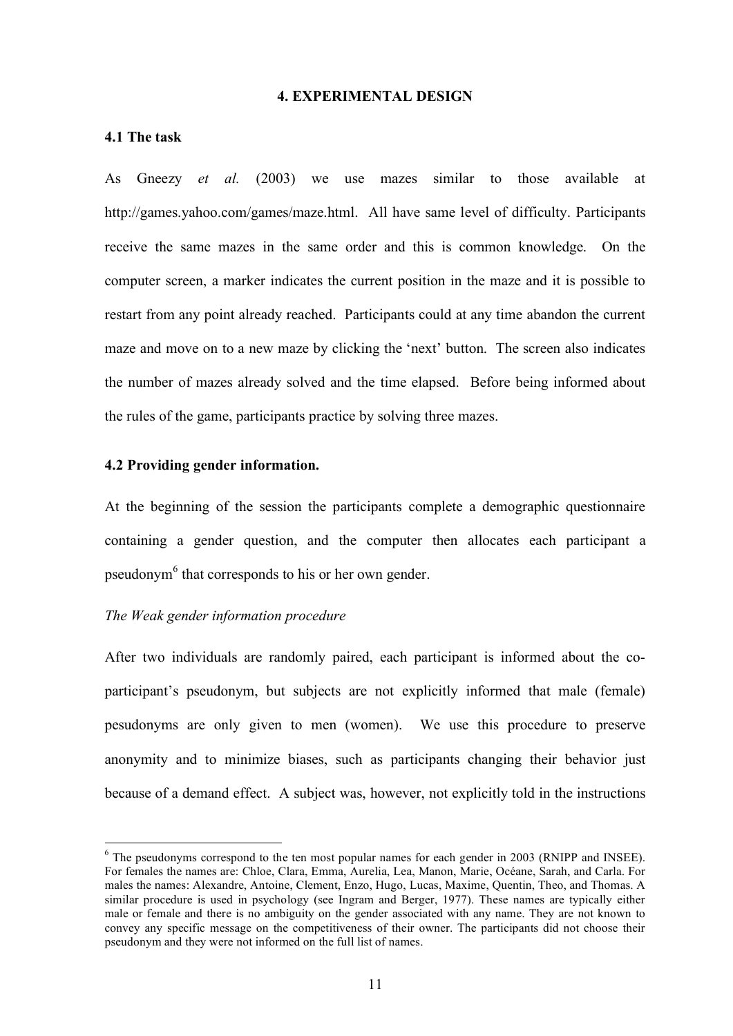## 4. EXPERIMENTAL DESIGN

### 4.1 The task

As Gneezy *et al.* (2003) we use mazes similar to those available at http://games.yahoo.com/games/maze.html. All have same level of difficulty. Participants receive the same mazes in the same order and this is common knowledge. On the computer screen, a marker indicates the current position in the maze and it is possible to restart from any point already reached. Participants could at any time abandon the current maze and move on to a new maze by clicking the 'next' button. The screen also indicates the number of mazes already solved and the time elapsed. Before being informed about the rules of the game, participants practice by solving three mazes.

### 4.2 Providing gender information.

At the beginning of the session the participants complete a demographic questionnaire containing a gender question, and the computer then allocates each participant a pseudonym[6] that corresponds to his or her own gender.

*The Weak gender information procedure*

After two individuals are randomly paired, each participant is informed about the co-participant's pseudonym, but subjects are not explicitly informed that male (female) pesudonyms are only given to men (women). We use this procedure to preserve anonymity and to minimize biases, such as participants changing their behavior just because of a demand effect. A subject was, however, not explicitly told in the instructions

---

[6] The pseudonyms correspond to the ten most popular names for each gender in 2003 (RNIPP and INSEE). For females the names are: Chloe, Clara, Emma, Aurelia, Lea, Manon, Marie, Océane, Sarah, and Carla. For males the names: Alexandre, Antoine, Clement, Enzo, Hugo, Lucas, Maxime, Quentin, Theo, and Thomas. A similar procedure is used in psychology (see Ingram and Berger, 1977). These names are typically either male or female and there is no ambiguity on the gender associated with any name. They are not known to convey any specific message on the competitiveness of their owner. The participants did not choose their pseudonym and they were not informed on the full list of names.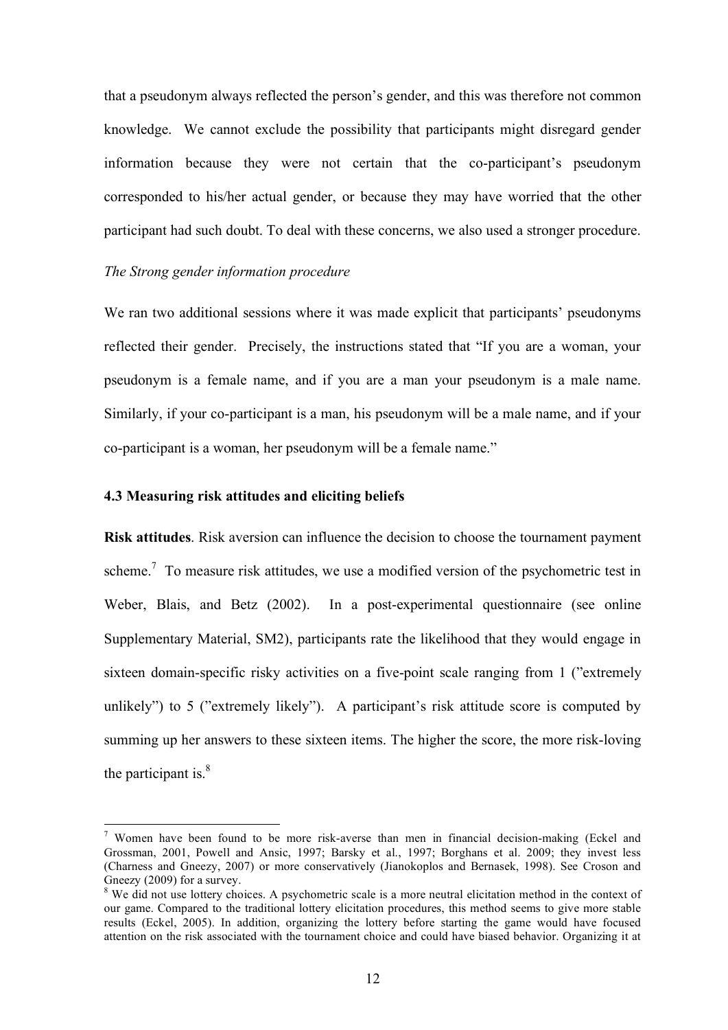that a pseudonym always reflected the person's gender, and this was therefore not common knowledge. We cannot exclude the possibility that participants might disregard gender information because they were not certain that the co-participant's pseudonym corresponded to his/her actual gender, or because they may have worried that the other participant had such doubt. To deal with these concerns, we also used a stronger procedure.

*The Strong gender information procedure*

We ran two additional sessions where it was made explicit that participants' pseudonyms reflected their gender. Precisely, the instructions stated that "If you are a woman, your pseudonym is a female name, and if you are a man your pseudonym is a male name. Similarly, if your co-participant is a man, his pseudonym will be a male name, and if your co-participant is a woman, her pseudonym will be a female name."

### 4.3 Measuring risk attitudes and eliciting beliefs

**Risk attitudes**. Risk aversion can influence the decision to choose the tournament payment scheme.[7] To measure risk attitudes, we use a modified version of the psychometric test in Weber, Blais, and Betz (2002). In a post-experimental questionnaire (see online Supplementary Material, SM2), participants rate the likelihood that they would engage in sixteen domain-specific risky activities on a five-point scale ranging from 1 ("extremely unlikely") to 5 ("extremely likely"). A participant's risk attitude score is computed by summing up her answers to these sixteen items. The higher the score, the more risk-loving the participant is.[8]

[7] Women have been found to be more risk-averse than men in financial decision-making (Eckel and Grossman, 2001, Powell and Ansic, 1997; Barsky et al., 1997; Borghans et al. 2009; they invest less (Charness and Gneezy, 2007) or more conservatively (Jianokoplos and Bernasek, 1998). See Croson and Gneezy (2009) for a survey.

[8] We did not use lottery choices. A psychometric scale is a more neutral elicitation method in the context of our game. Compared to the traditional lottery elicitation procedures, this method seems to give more stable results (Eckel, 2005). In addition, organizing the lottery before starting the game would have focused attention on the risk associated with the tournament choice and could have biased behavior. Organizing it at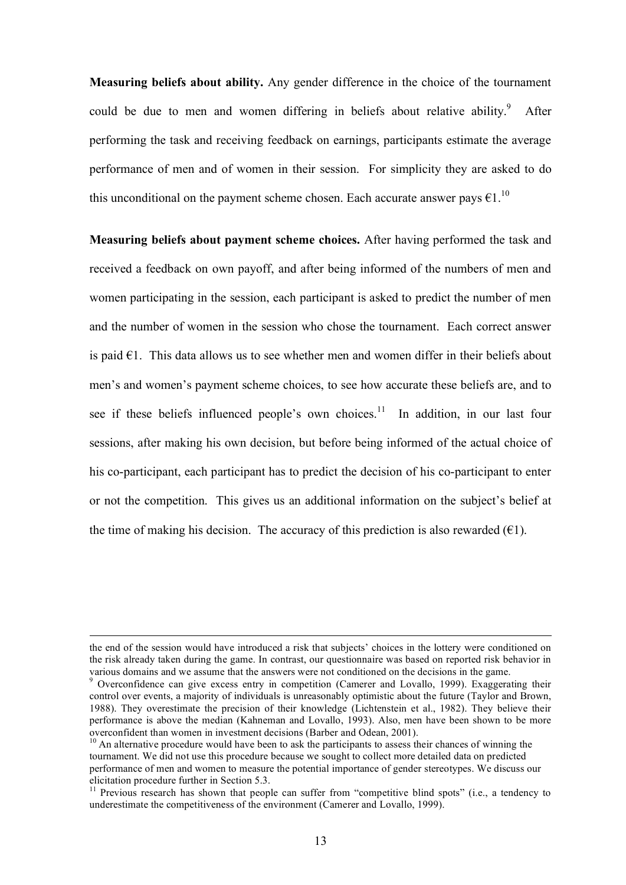**Measuring beliefs about ability.** Any gender difference in the choice of the tournament could be due to men and women differing in beliefs about relative ability.[9] After performing the task and receiving feedback on earnings, participants estimate the average performance of men and of women in their session. For simplicity they are asked to do this unconditional on the payment scheme chosen. Each accurate answer pays €1.[10]

**Measuring beliefs about payment scheme choices.** After having performed the task and received a feedback on own payoff, and after being informed of the numbers of men and women participating in the session, each participant is asked to predict the number of men and the number of women in the session who chose the tournament. Each correct answer is paid €1. This data allows us to see whether men and women differ in their beliefs about men's and women's payment scheme choices, to see how accurate these beliefs are, and to see if these beliefs influenced people's own choices.[11] In addition, in our last four sessions, after making his own decision, but before being informed of the actual choice of his co-participant, each participant has to predict the decision of his co-participant to enter or not the competition. This gives us an additional information on the subject's belief at the time of making his decision. The accuracy of this prediction is also rewarded (€1).

---

the end of the session would have introduced a risk that subjects' choices in the lottery were conditioned on the risk already taken during the game. In contrast, our questionnaire was based on reported risk behavior in various domains and we assume that the answers were not conditioned on the decisions in the game.

[9] Overconfidence can give excess entry in competition (Camerer and Lovallo, 1999). Exaggerating their control over events, a majority of individuals is unreasonably optimistic about the future (Taylor and Brown, 1988). They overestimate the precision of their knowledge (Lichtenstein et al., 1982). They believe their performance is above the median (Kahneman and Lovallo, 1993). Also, men have been shown to be more overconfident than women in investment decisions (Barber and Odean, 2001).

[10] An alternative procedure would have been to ask the participants to assess their chances of winning the tournament. We did not use this procedure because we sought to collect more detailed data on predicted performance of men and women to measure the potential importance of gender stereotypes. We discuss our elicitation procedure further in Section 5.3.

[11] Previous research has shown that people can suffer from "competitive blind spots" (i.e., a tendency to underestimate the competitiveness of the environment (Camerer and Lovallo, 1999).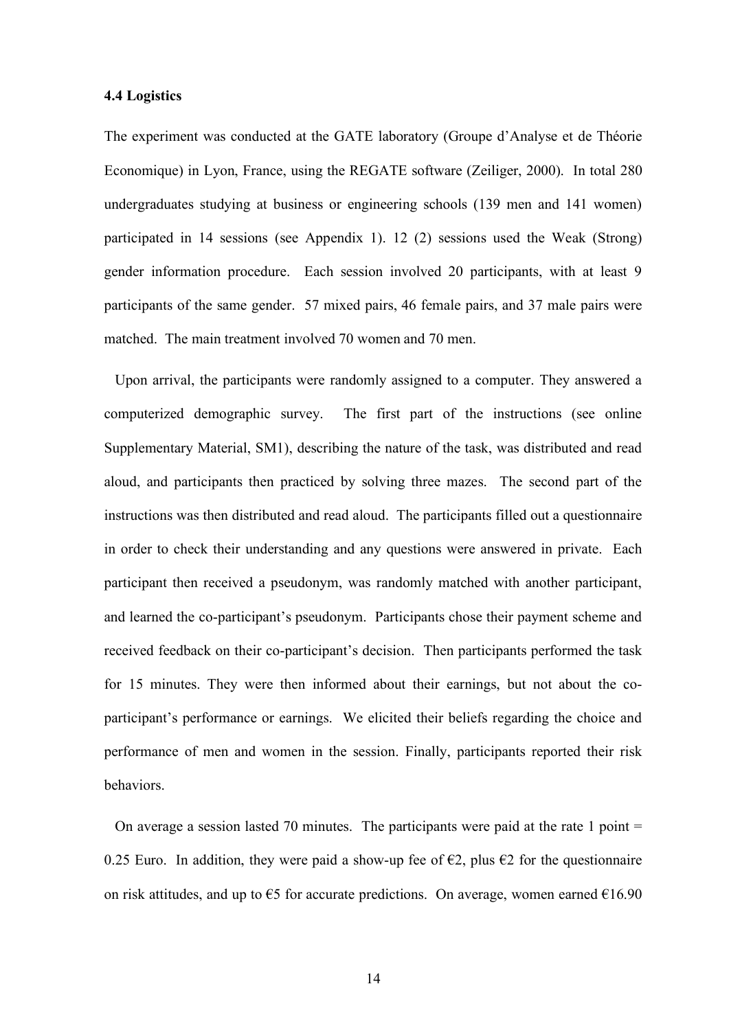### 4.4 Logistics

The experiment was conducted at the GATE laboratory (Groupe d'Analyse et de Théorie Economique) in Lyon, France, using the REGATE software (Zeiliger, 2000). In total 280 undergraduates studying at business or engineering schools (139 men and 141 women) participated in 14 sessions (see Appendix 1). 12 (2) sessions used the Weak (Strong) gender information procedure. Each session involved 20 participants, with at least 9 participants of the same gender. 57 mixed pairs, 46 female pairs, and 37 male pairs were matched. The main treatment involved 70 women and 70 men.

Upon arrival, the participants were randomly assigned to a computer. They answered a computerized demographic survey. The first part of the instructions (see online Supplementary Material, SM1), describing the nature of the task, was distributed and read aloud, and participants then practiced by solving three mazes. The second part of the instructions was then distributed and read aloud. The participants filled out a questionnaire in order to check their understanding and any questions were answered in private. Each participant then received a pseudonym, was randomly matched with another participant, and learned the co-participant's pseudonym. Participants chose their payment scheme and received feedback on their co-participant's decision. Then participants performed the task for 15 minutes. They were then informed about their earnings, but not about the co-participant's performance or earnings. We elicited their beliefs regarding the choice and performance of men and women in the session. Finally, participants reported their risk behaviors.

On average a session lasted 70 minutes. The participants were paid at the rate 1 point = 0.25 Euro. In addition, they were paid a show-up fee of €2, plus €2 for the questionnaire on risk attitudes, and up to €5 for accurate predictions. On average, women earned €16.90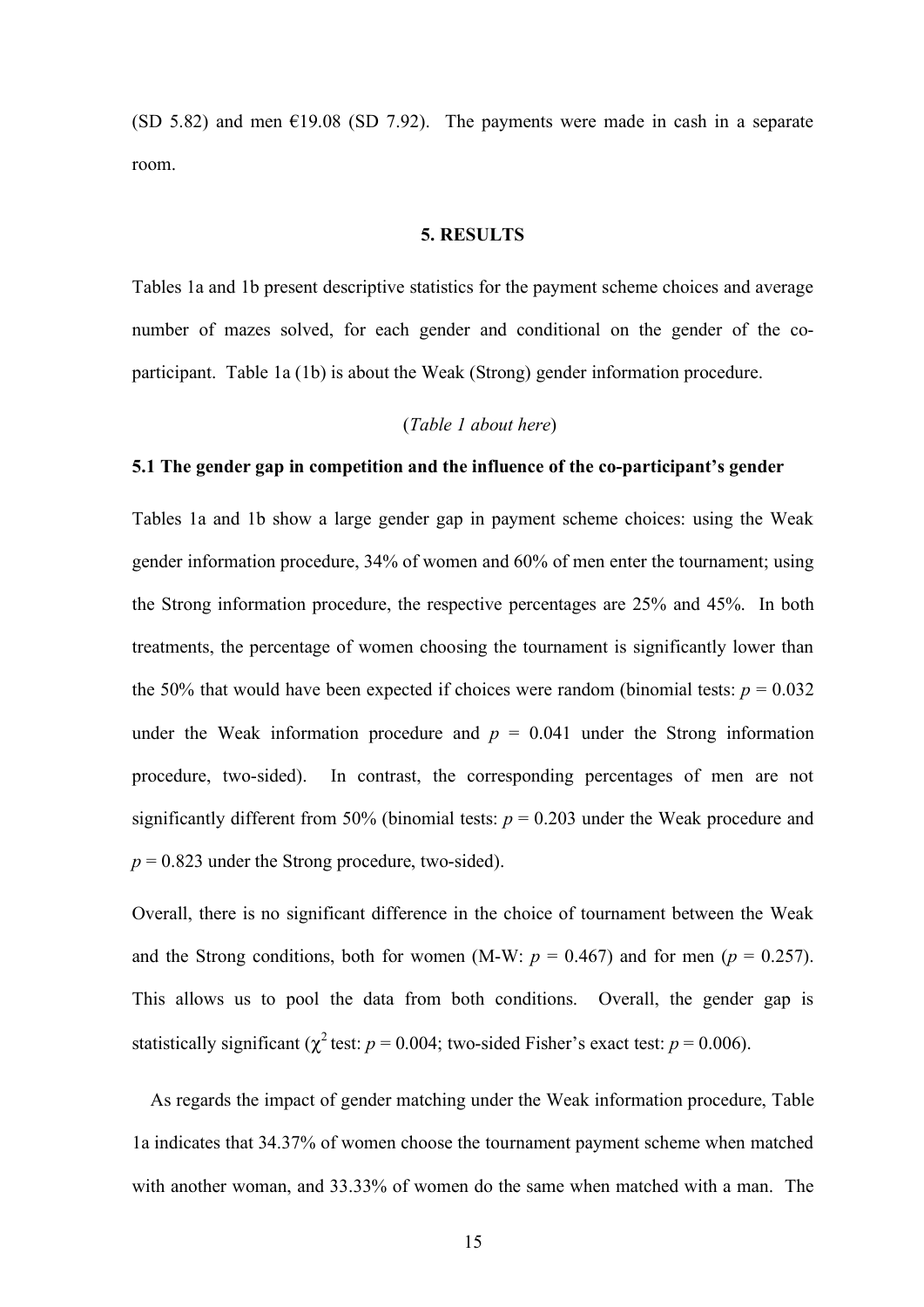(SD 5.82) and men €19.08 (SD 7.92). The payments were made in cash in a separate room.

## 5. RESULTS

Tables 1a and 1b present descriptive statistics for the payment scheme choices and average number of mazes solved, for each gender and conditional on the gender of the co-participant. Table 1a (1b) is about the Weak (Strong) gender information procedure.

(*Table 1 about here*)

### 5.1 The gender gap in competition and the influence of the co-participant's gender

Tables 1a and 1b show a large gender gap in payment scheme choices: using the Weak gender information procedure, 34% of women and 60% of men enter the tournament; using the Strong information procedure, the respective percentages are 25% and 45%. In both treatments, the percentage of women choosing the tournament is significantly lower than the 50% that would have been expected if choices were random (binomial tests: $p = 0.032$ under the Weak information procedure and $p = 0.041$ under the Strong information procedure, two-sided). In contrast, the corresponding percentages of men are not significantly different from 50% (binomial tests: $p = 0.203$ under the Weak procedure and $p = 0.823$ under the Strong procedure, two-sided).

Overall, there is no significant difference in the choice of tournament between the Weak and the Strong conditions, both for women (M-W: $p = 0.467$) and for men ($p = 0.257$). This allows us to pool the data from both conditions. Overall, the gender gap is statistically significant ($\chi^2$ test: $p = 0.004$; two-sided Fisher's exact test: $p = 0.006$).

As regards the impact of gender matching under the Weak information procedure, Table 1a indicates that 34.37% of women choose the tournament payment scheme when matched with another woman, and 33.33% of women do the same when matched with a man. The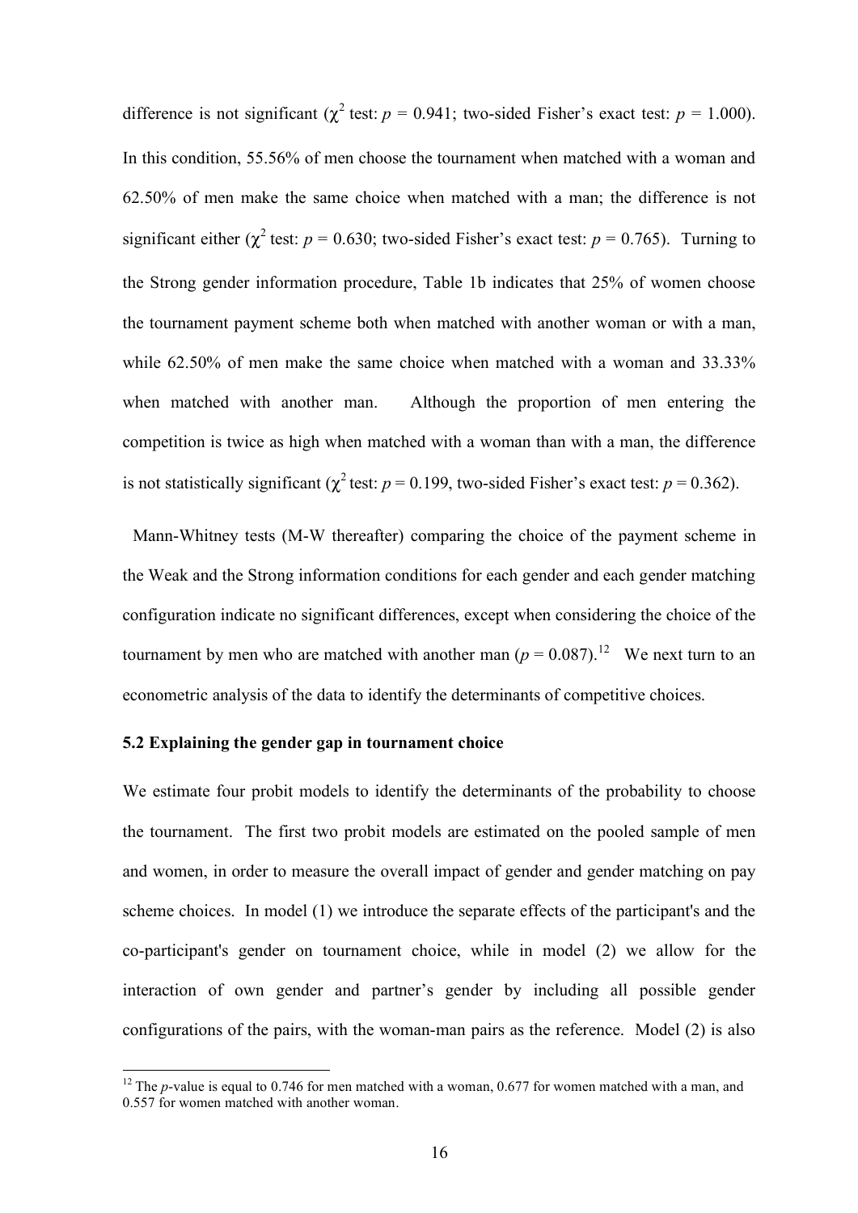difference is not significant ($\chi^2$ test: $p$ = 0.941; two-sided Fisher's exact test: $p$ = 1.000). In this condition, 55.56% of men choose the tournament when matched with a woman and 62.50% of men make the same choice when matched with a man; the difference is not significant either ($\chi^2$ test: $p$ = 0.630; two-sided Fisher's exact test: $p$ = 0.765). Turning to the Strong gender information procedure, Table 1b indicates that 25% of women choose the tournament payment scheme both when matched with another woman or with a man, while 62.50% of men make the same choice when matched with a woman and 33.33% when matched with another man. Although the proportion of men entering the competition is twice as high when matched with a woman than with a man, the difference is not statistically significant ($\chi^2$ test: $p$ = 0.199, two-sided Fisher's exact test: $p$ = 0.362).

Mann-Whitney tests (M-W thereafter) comparing the choice of the payment scheme in the Weak and the Strong information conditions for each gender and each gender matching configuration indicate no significant differences, except when considering the choice of the tournament by men who are matched with another man ($p$ = 0.087).[12] We next turn to an econometric analysis of the data to identify the determinants of competitive choices.

### 5.2 Explaining the gender gap in tournament choice

We estimate four probit models to identify the determinants of the probability to choose the tournament. The first two probit models are estimated on the pooled sample of men and women, in order to measure the overall impact of gender and gender matching on pay scheme choices. In model (1) we introduce the separate effects of the participant's and the co-participant's gender on tournament choice, while in model (2) we allow for the interaction of own gender and partner's gender by including all possible gender configurations of the pairs, with the woman-man pairs as the reference. Model (2) is also

[12] The $p$-value is equal to 0.746 for men matched with a woman, 0.677 for women matched with a man, and 0.557 for women matched with another woman.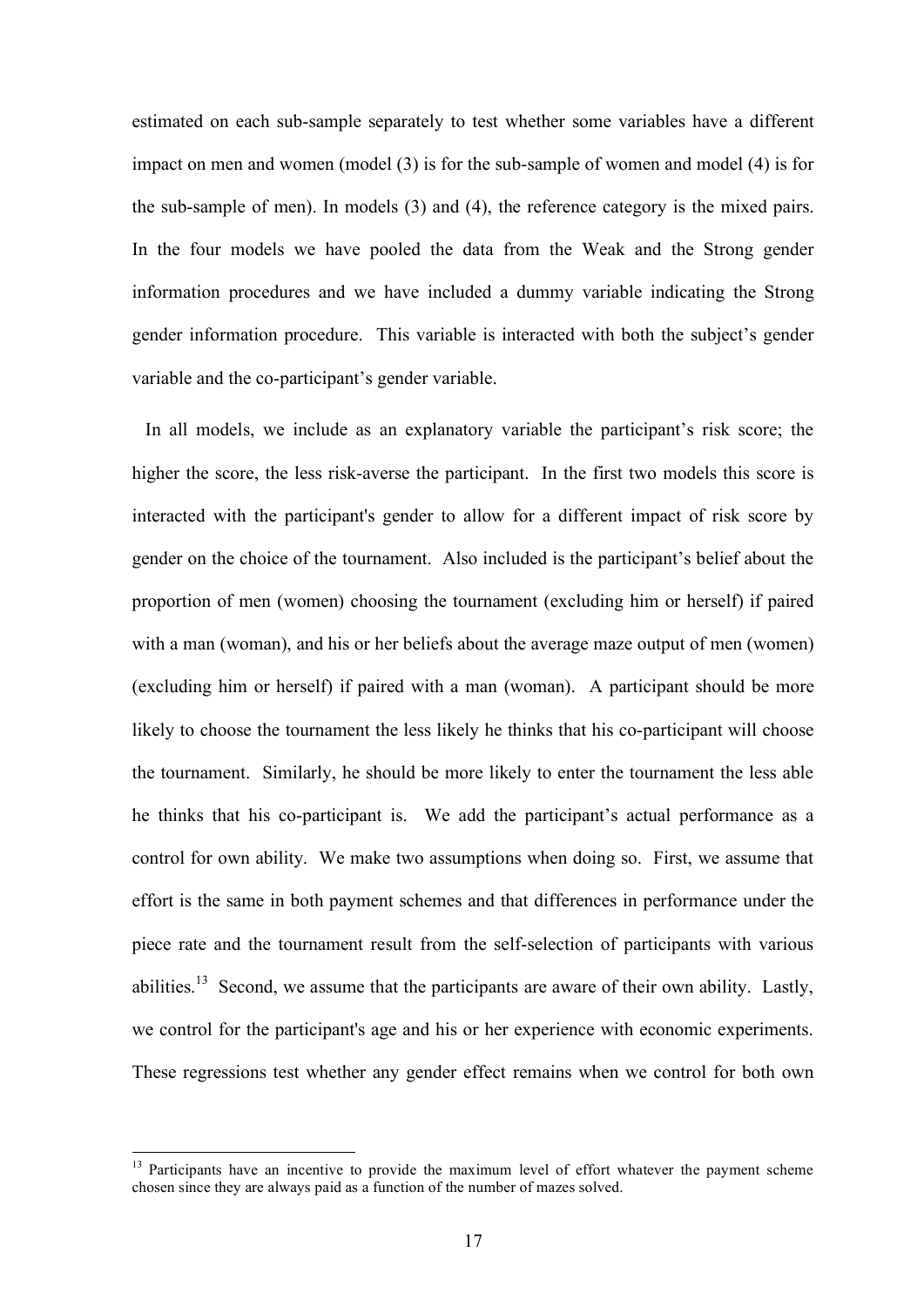estimated on each sub-sample separately to test whether some variables have a different impact on men and women (model (3) is for the sub-sample of women and model (4) is for the sub-sample of men). In models (3) and (4), the reference category is the mixed pairs. In the four models we have pooled the data from the Weak and the Strong gender information procedures and we have included a dummy variable indicating the Strong gender information procedure. This variable is interacted with both the subject's gender variable and the co-participant's gender variable.

In all models, we include as an explanatory variable the participant's risk score; the higher the score, the less risk-averse the participant. In the first two models this score is interacted with the participant's gender to allow for a different impact of risk score by gender on the choice of the tournament. Also included is the participant's belief about the proportion of men (women) choosing the tournament (excluding him or herself) if paired with a man (woman), and his or her beliefs about the average maze output of men (women) (excluding him or herself) if paired with a man (woman). A participant should be more likely to choose the tournament the less likely he thinks that his co-participant will choose the tournament. Similarly, he should be more likely to enter the tournament the less able he thinks that his co-participant is. We add the participant's actual performance as a control for own ability. We make two assumptions when doing so. First, we assume that effort is the same in both payment schemes and that differences in performance under the piece rate and the tournament result from the self-selection of participants with various abilities.[13] Second, we assume that the participants are aware of their own ability. Lastly, we control for the participant's age and his or her experience with economic experiments. These regressions test whether any gender effect remains when we control for both own

[13] Participants have an incentive to provide the maximum level of effort whatever the payment scheme chosen since they are always paid as a function of the number of mazes solved.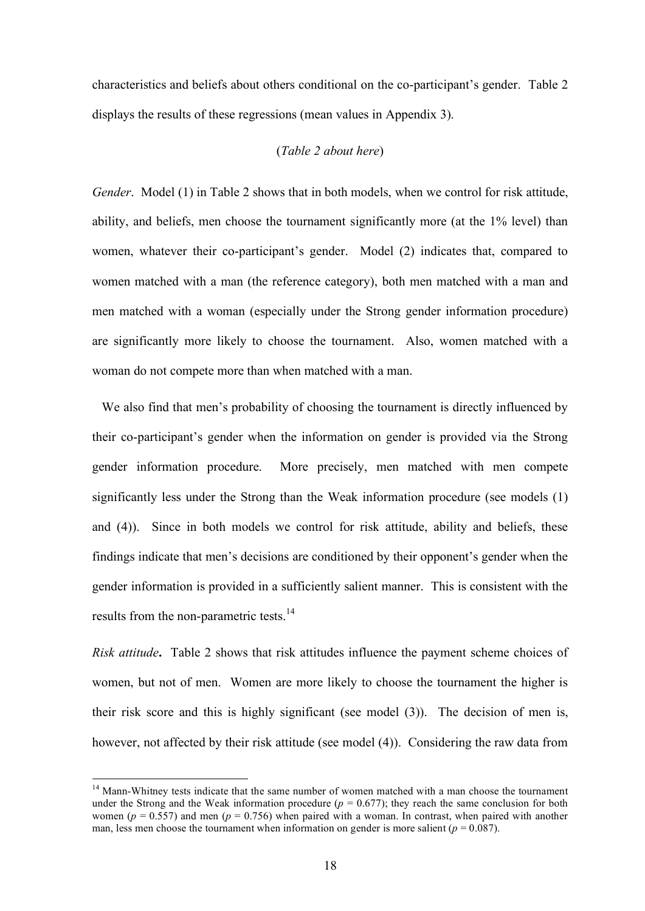characteristics and beliefs about others conditional on the co-participant's gender. Table 2 displays the results of these regressions (mean values in Appendix 3).

(*Table 2 about here*)

*Gender*. Model (1) in Table 2 shows that in both models, when we control for risk attitude, ability, and beliefs, men choose the tournament significantly more (at the 1% level) than women, whatever their co-participant's gender. Model (2) indicates that, compared to women matched with a man (the reference category), both men matched with a man and men matched with a woman (especially under the Strong gender information procedure) are significantly more likely to choose the tournament. Also, women matched with a woman do not compete more than when matched with a man.

We also find that men's probability of choosing the tournament is directly influenced by their co-participant's gender when the information on gender is provided via the Strong gender information procedure. More precisely, men matched with men compete significantly less under the Strong than the Weak information procedure (see models (1) and (4)). Since in both models we control for risk attitude, ability and beliefs, these findings indicate that men's decisions are conditioned by their opponent's gender when the gender information is provided in a sufficiently salient manner. This is consistent with the results from the non-parametric tests.[14]

***Risk attitude*.** Table 2 shows that risk attitudes influence the payment scheme choices of women, but not of men. Women are more likely to choose the tournament the higher is their risk score and this is highly significant (see model (3)). The decision of men is, however, not affected by their risk attitude (see model (4)). Considering the raw data from

[14] Mann-Whitney tests indicate that the same number of women matched with a man choose the tournament under the Strong and the Weak information procedure ($p = 0.677$); they reach the same conclusion for both women ($p = 0.557$) and men ($p = 0.756$) when paired with a woman. In contrast, when paired with another man, less men choose the tournament when information on gender is more salient ($p = 0.087$).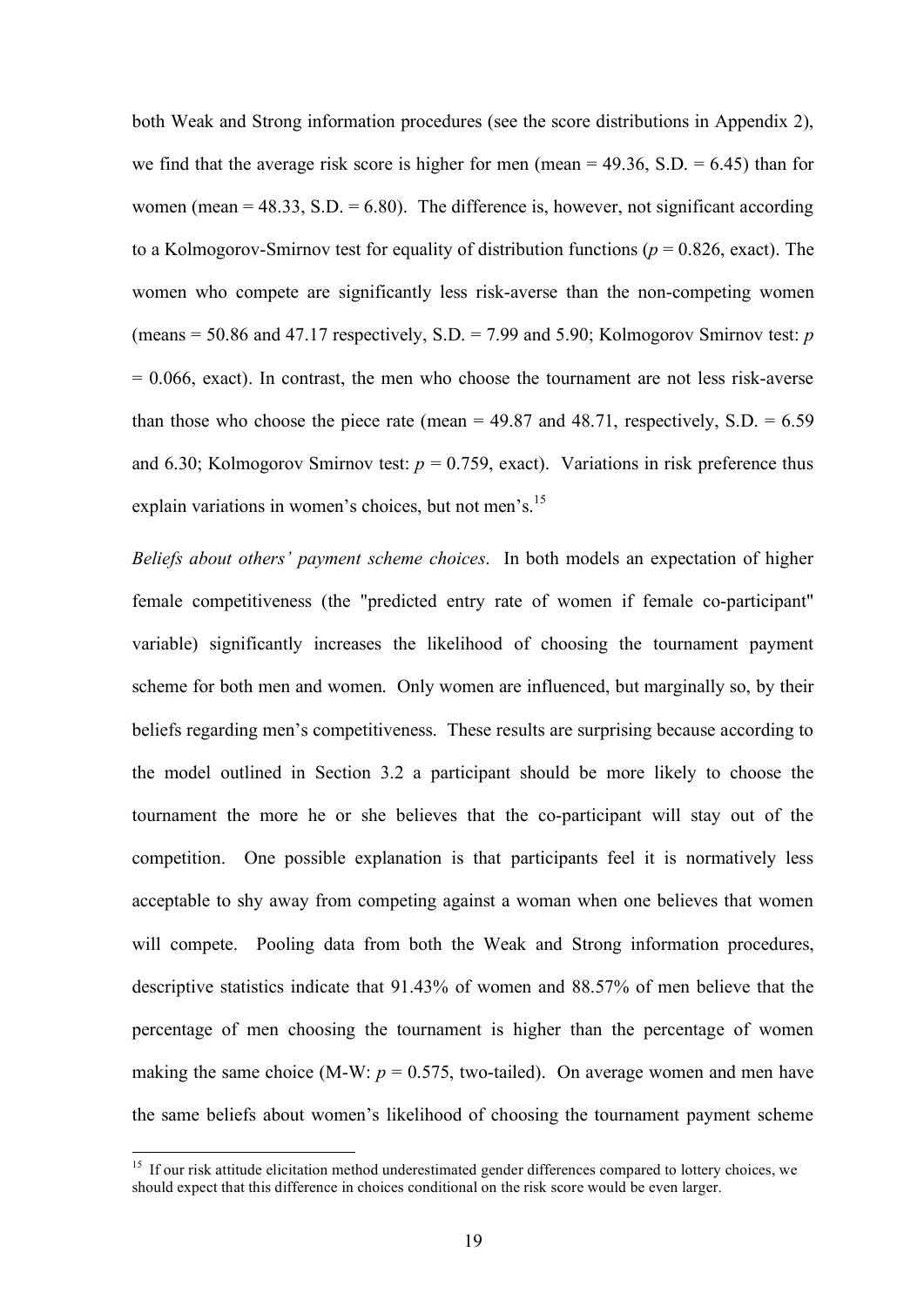both Weak and Strong information procedures (see the score distributions in Appendix 2), we find that the average risk score is higher for men (mean = 49.36, S.D. = 6.45) than for women (mean = 48.33, S.D. = 6.80). The difference is, however, not significant according to a Kolmogorov-Smirnov test for equality of distribution functions ($p = 0.826$, exact). The women who compete are significantly less risk-averse than the non-competing women (means = 50.86 and 47.17 respectively, S.D. = 7.99 and 5.90; Kolmogorov Smirnov test: $p = 0.066$, exact). In contrast, the men who choose the tournament are not less risk-averse than those who choose the piece rate (mean = 49.87 and 48.71, respectively, S.D. = 6.59 and 6.30; Kolmogorov Smirnov test: $p = 0.759$, exact). Variations in risk preference thus explain variations in women's choices, but not men's.[15]

*Beliefs about others' payment scheme choices*. In both models an expectation of higher female competitiveness (the "predicted entry rate of women if female co-participant" variable) significantly increases the likelihood of choosing the tournament payment scheme for both men and women. Only women are influenced, but marginally so, by their beliefs regarding men's competitiveness. These results are surprising because according to the model outlined in Section 3.2 a participant should be more likely to choose the tournament the more he or she believes that the co-participant will stay out of the competition. One possible explanation is that participants feel it is normatively less acceptable to shy away from competing against a woman when one believes that women will compete. Pooling data from both the Weak and Strong information procedures, descriptive statistics indicate that 91.43% of women and 88.57% of men believe that the percentage of men choosing the tournament is higher than the percentage of women making the same choice (M-W: $p = 0.575$, two-tailed). On average women and men have the same beliefs about women's likelihood of choosing the tournament payment scheme

[15] If our risk attitude elicitation method underestimated gender differences compared to lottery choices, we should expect that this difference in choices conditional on the risk score would be even larger.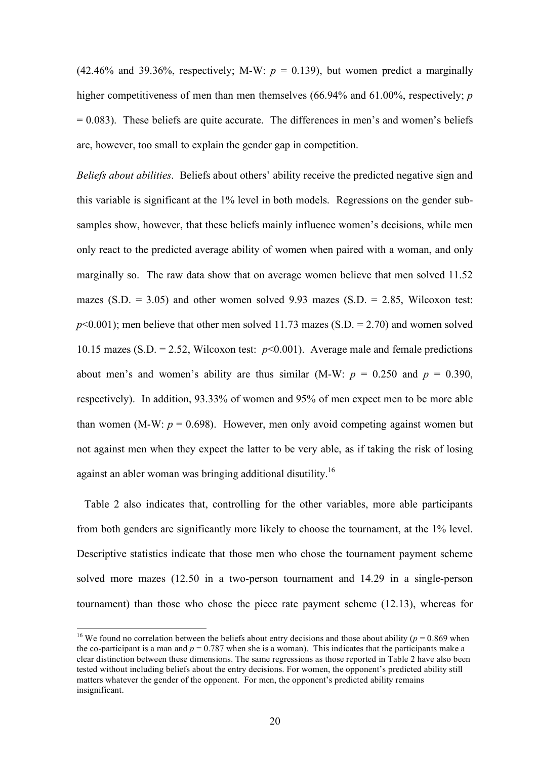(42.46% and 39.36%, respectively; M-W: $p$ = 0.139), but women predict a marginally higher competitiveness of men than men themselves (66.94% and 61.00%, respectively; $p$ = 0.083). These beliefs are quite accurate. The differences in men's and women's beliefs are, however, too small to explain the gender gap in competition.

*Beliefs about abilities*. Beliefs about others' ability receive the predicted negative sign and this variable is significant at the 1% level in both models. Regressions on the gender subsamples show, however, that these beliefs mainly influence women's decisions, while men only react to the predicted average ability of women when paired with a woman, and only marginally so. The raw data show that on average women believe that men solved 11.52 mazes (S.D. = 3.05) and other women solved 9.93 mazes (S.D. = 2.85, Wilcoxon test: $p$<0.001); men believe that other men solved 11.73 mazes (S.D. = 2.70) and women solved 10.15 mazes (S.D. = 2.52, Wilcoxon test: $p$<0.001). Average male and female predictions about men's and women's ability are thus similar (M-W: $p$ = 0.250 and $p$ = 0.390, respectively). In addition, 93.33% of women and 95% of men expect men to be more able than women (M-W: $p$ = 0.698). However, men only avoid competing against women but not against men when they expect the latter to be very able, as if taking the risk of losing against an abler woman was bringing additional disutility.[16]

Table 2 also indicates that, controlling for the other variables, more able participants from both genders are significantly more likely to choose the tournament, at the 1% level. Descriptive statistics indicate that those men who chose the tournament payment scheme solved more mazes (12.50 in a two-person tournament and 14.29 in a single-person tournament) than those who chose the piece rate payment scheme (12.13), whereas for

---

[16] We found no correlation between the beliefs about entry decisions and those about ability ($p$ = 0.869 when the co-participant is a man and $p$ = 0.787 when she is a woman). This indicates that the participants make a clear distinction between these dimensions. The same regressions as those reported in Table 2 have also been tested without including beliefs about the entry decisions. For women, the opponent's predicted ability still matters whatever the gender of the opponent. For men, the opponent's predicted ability remains insignificant.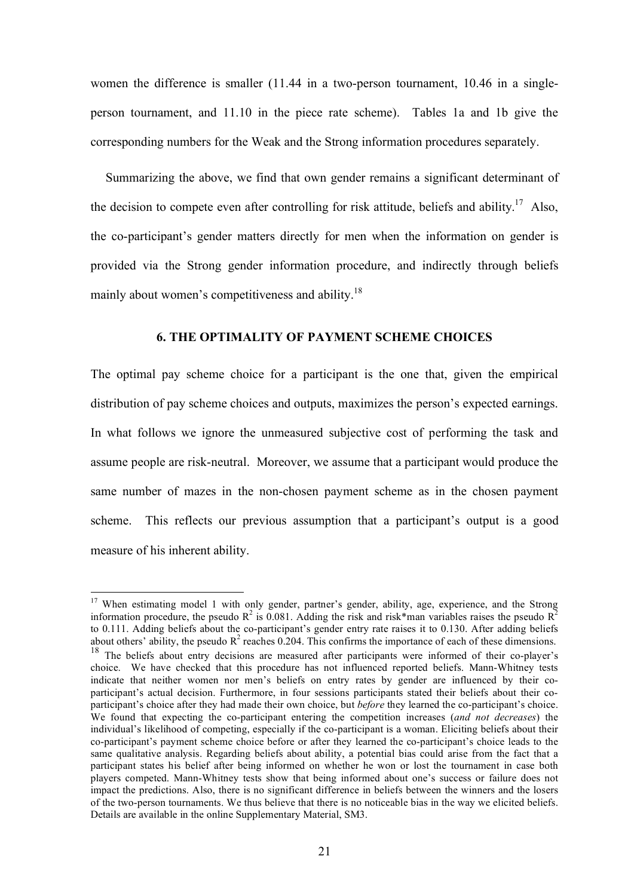women the difference is smaller (11.44 in a two-person tournament, 10.46 in a single-person tournament, and 11.10 in the piece rate scheme). Tables 1a and 1b give the corresponding numbers for the Weak and the Strong information procedures separately.

Summarizing the above, we find that own gender remains a significant determinant of the decision to compete even after controlling for risk attitude, beliefs and ability.[17] Also, the co-participant's gender matters directly for men when the information on gender is provided via the Strong gender information procedure, and indirectly through beliefs mainly about women's competitiveness and ability.[18]

## 6. THE OPTIMALITY OF PAYMENT SCHEME CHOICES

The optimal pay scheme choice for a participant is the one that, given the empirical distribution of pay scheme choices and outputs, maximizes the person's expected earnings. In what follows we ignore the unmeasured subjective cost of performing the task and assume people are risk-neutral. Moreover, we assume that a participant would produce the same number of mazes in the non-chosen payment scheme as in the chosen payment scheme. This reflects our previous assumption that a participant's output is a good measure of his inherent ability.

---

[17] When estimating model 1 with only gender, partner's gender, ability, age, experience, and the Strong information procedure, the pseudo $R^2$ is 0.081. Adding the risk and risk*man variables raises the pseudo $R^2$ to 0.111. Adding beliefs about the co-participant's gender entry rate raises it to 0.130. After adding beliefs about others' ability, the pseudo $R^2$ reaches 0.204. This confirms the importance of each of these dimensions.

[18] The beliefs about entry decisions are measured after participants were informed of their co-player's choice. We have checked that this procedure has not influenced reported beliefs. Mann-Whitney tests indicate that neither women nor men's beliefs on entry rates by gender are influenced by their co-participant's actual decision. Furthermore, in four sessions participants stated their beliefs about their co-participant's choice after they had made their own choice, but *before* they learned the co-participant's choice. We found that expecting the co-participant entering the competition increases (*and not decreases*) the individual's likelihood of competing, especially if the co-participant is a woman. Eliciting beliefs about their co-participant's payment scheme choice before or after they learned the co-participant's choice leads to the same qualitative analysis. Regarding beliefs about ability, a potential bias could arise from the fact that a participant states his belief after being informed on whether he won or lost the tournament in case both players competed. Mann-Whitney tests show that being informed about one's success or failure does not impact the predictions. Also, there is no significant difference in beliefs between the winners and the losers of the two-person tournaments. We thus believe that there is no noticeable bias in the way we elicited beliefs. Details are available in the online Supplementary Material, SM3.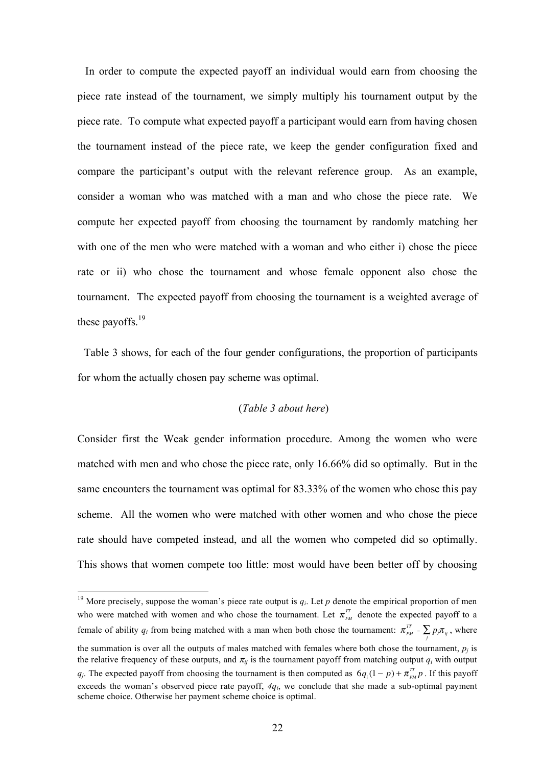In order to compute the expected payoff an individual would earn from choosing the piece rate instead of the tournament, we simply multiply his tournament output by the piece rate. To compute what expected payoff a participant would earn from having chosen the tournament instead of the piece rate, we keep the gender configuration fixed and compare the participant's output with the relevant reference group. As an example, consider a woman who was matched with a man and who chose the piece rate. We compute her expected payoff from choosing the tournament by randomly matching her with one of the men who were matched with a woman and who either i) chose the piece rate or ii) who chose the tournament and whose female opponent also chose the tournament. The expected payoff from choosing the tournament is a weighted average of these payoffs.[19]

Table 3 shows, for each of the four gender configurations, the proportion of participants for whom the actually chosen pay scheme was optimal.

(*Table 3 about here*)

Consider first the Weak gender information procedure. Among the women who were matched with men and who chose the piece rate, only 16.66% did so optimally. But in the same encounters the tournament was optimal for 83.33% of the women who chose this pay scheme. All the women who were matched with other women and who chose the piece rate should have competed instead, and all the women who competed did so optimally. This shows that women compete too little: most would have been better off by choosing

[19] More precisely, suppose the woman's piece rate output is $q_i$. Let $p$ denote the empirical proportion of men who were matched with women and who chose the tournament. Let $\pi_{FM}^{TT}$ denote the expected payoff to a female of ability $q_i$ from being matched with a man when both chose the tournament: $\pi_{FM}^{TT} = \sum_j p_j \pi_{ij}$, where the summation is over all the outputs of males matched with females where both chose the tournament, $p_j$ is the relative frequency of these outputs, and $\pi_{ij}$ is the tournament payoff from matching output $q_i$ with output $q_j$. The expected payoff from choosing the tournament is then computed as $6q_i(1-p) + \pi_{FM}^{TT} p$. If this payoff exceeds the woman's observed piece rate payoff, $4q_i$, we conclude that she made a sub-optimal payment scheme choice. Otherwise her payment scheme choice is optimal.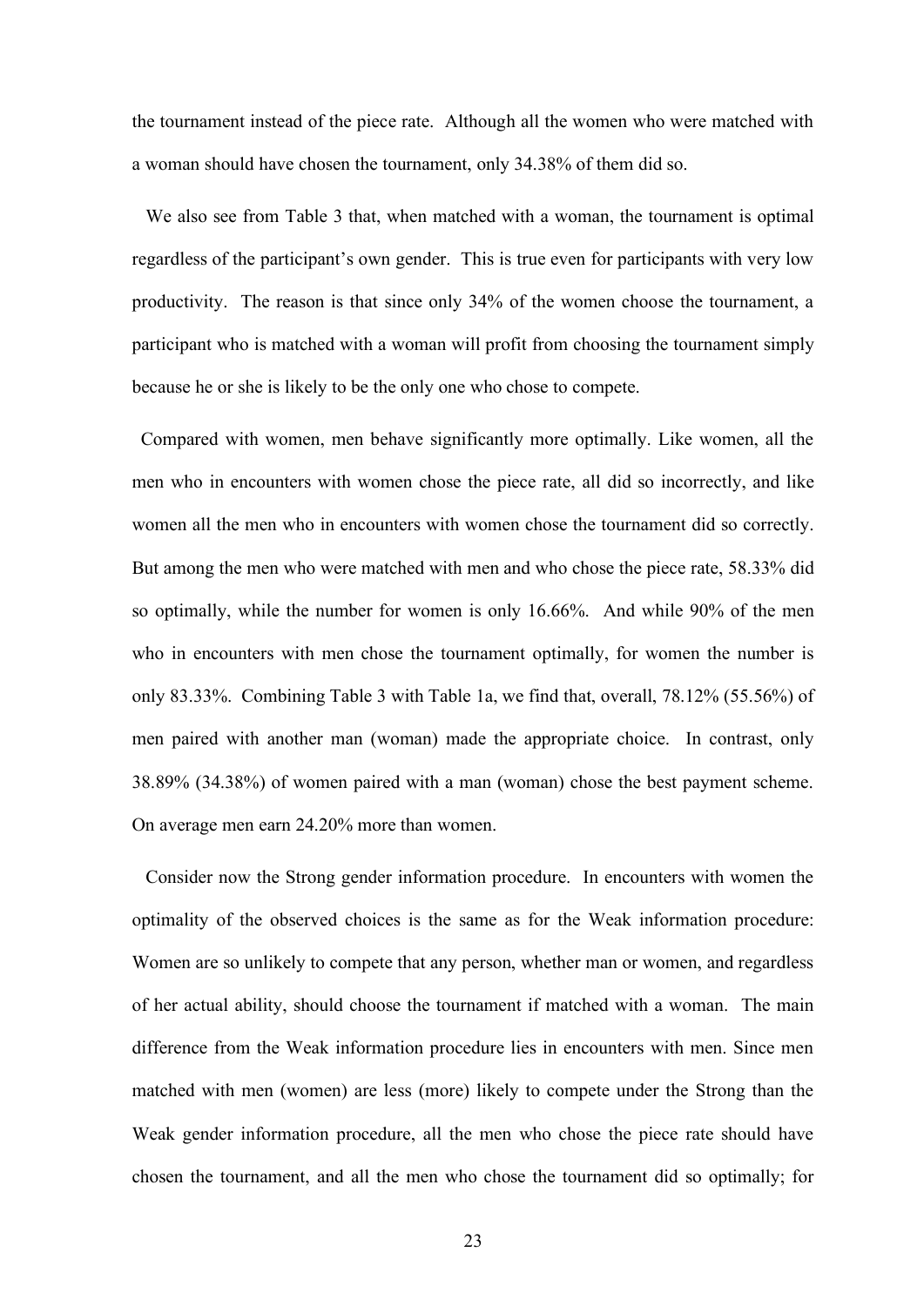the tournament instead of the piece rate. Although all the women who were matched with a woman should have chosen the tournament, only 34.38% of them did so.

We also see from Table 3 that, when matched with a woman, the tournament is optimal regardless of the participant's own gender. This is true even for participants with very low productivity. The reason is that since only 34% of the women choose the tournament, a participant who is matched with a woman will profit from choosing the tournament simply because he or she is likely to be the only one who chose to compete.

Compared with women, men behave significantly more optimally. Like women, all the men who in encounters with women chose the piece rate, all did so incorrectly, and like women all the men who in encounters with women chose the tournament did so correctly. But among the men who were matched with men and who chose the piece rate, 58.33% did so optimally, while the number for women is only 16.66%. And while 90% of the men who in encounters with men chose the tournament optimally, for women the number is only 83.33%. Combining Table 3 with Table 1a, we find that, overall, 78.12% (55.56%) of men paired with another man (woman) made the appropriate choice. In contrast, only 38.89% (34.38%) of women paired with a man (woman) chose the best payment scheme. On average men earn 24.20% more than women.

Consider now the Strong gender information procedure. In encounters with women the optimality of the observed choices is the same as for the Weak information procedure: Women are so unlikely to compete that any person, whether man or women, and regardless of her actual ability, should choose the tournament if matched with a woman. The main difference from the Weak information procedure lies in encounters with men. Since men matched with men (women) are less (more) likely to compete under the Strong than the Weak gender information procedure, all the men who chose the piece rate should have chosen the tournament, and all the men who chose the tournament did so optimally; for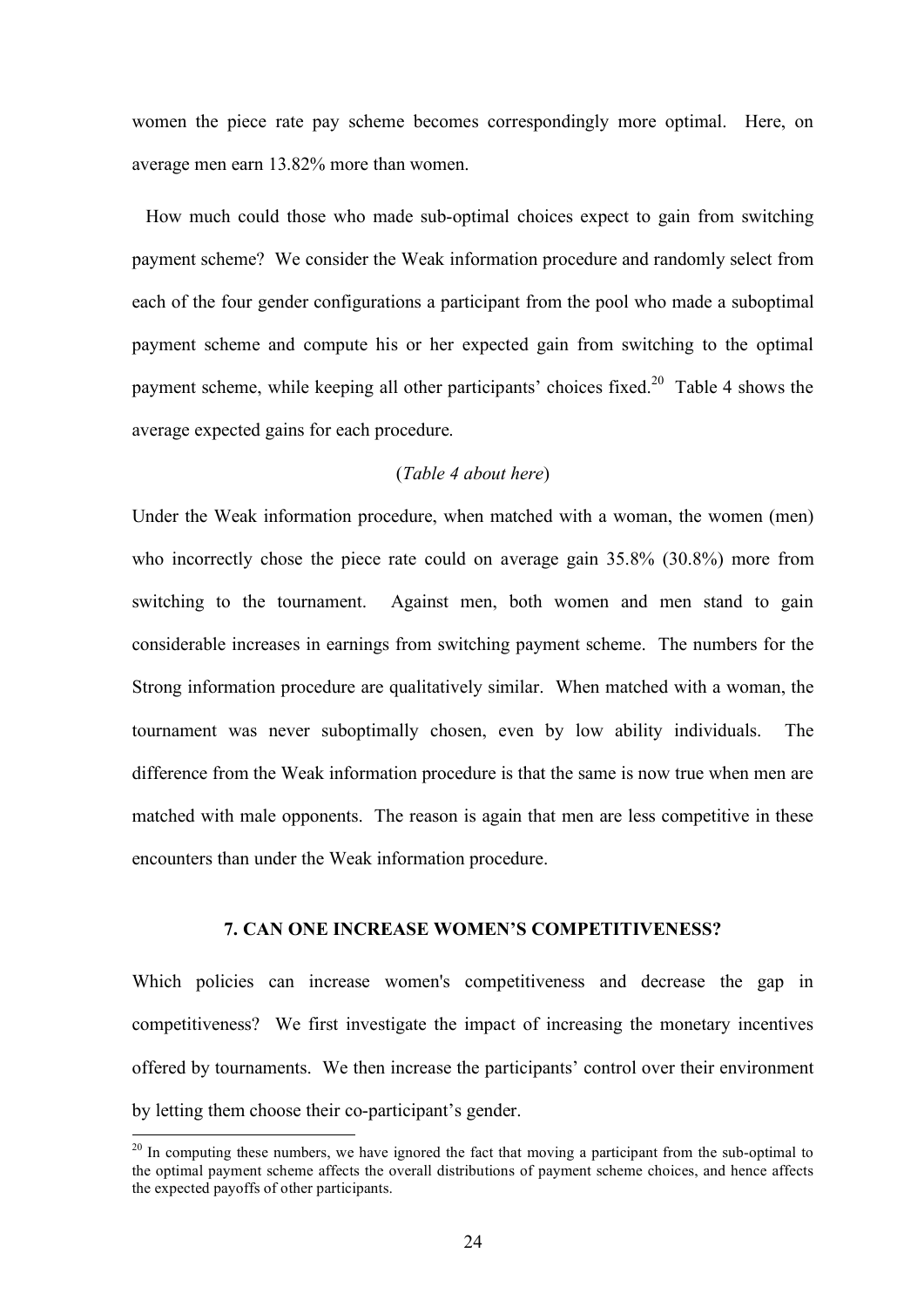women the piece rate pay scheme becomes correspondingly more optimal. Here, on average men earn 13.82% more than women.

How much could those who made sub-optimal choices expect to gain from switching payment scheme? We consider the Weak information procedure and randomly select from each of the four gender configurations a participant from the pool who made a suboptimal payment scheme and compute his or her expected gain from switching to the optimal payment scheme, while keeping all other participants' choices fixed.[20] Table 4 shows the average expected gains for each procedure.

(*Table 4 about here*)

Under the Weak information procedure, when matched with a woman, the women (men) who incorrectly chose the piece rate could on average gain 35.8% (30.8%) more from switching to the tournament. Against men, both women and men stand to gain considerable increases in earnings from switching payment scheme. The numbers for the Strong information procedure are qualitatively similar. When matched with a woman, the tournament was never suboptimally chosen, even by low ability individuals. The difference from the Weak information procedure is that the same is now true when men are matched with male opponents. The reason is again that men are less competitive in these encounters than under the Weak information procedure.

## 7. CAN ONE INCREASE WOMEN'S COMPETITIVENESS?

Which policies can increase women's competitiveness and decrease the gap in competitiveness? We first investigate the impact of increasing the monetary incentives offered by tournaments. We then increase the participants' control over their environment by letting them choose their co-participant's gender.

[20] In computing these numbers, we have ignored the fact that moving a participant from the sub-optimal to the optimal payment scheme affects the overall distributions of payment scheme choices, and hence affects the expected payoffs of other participants.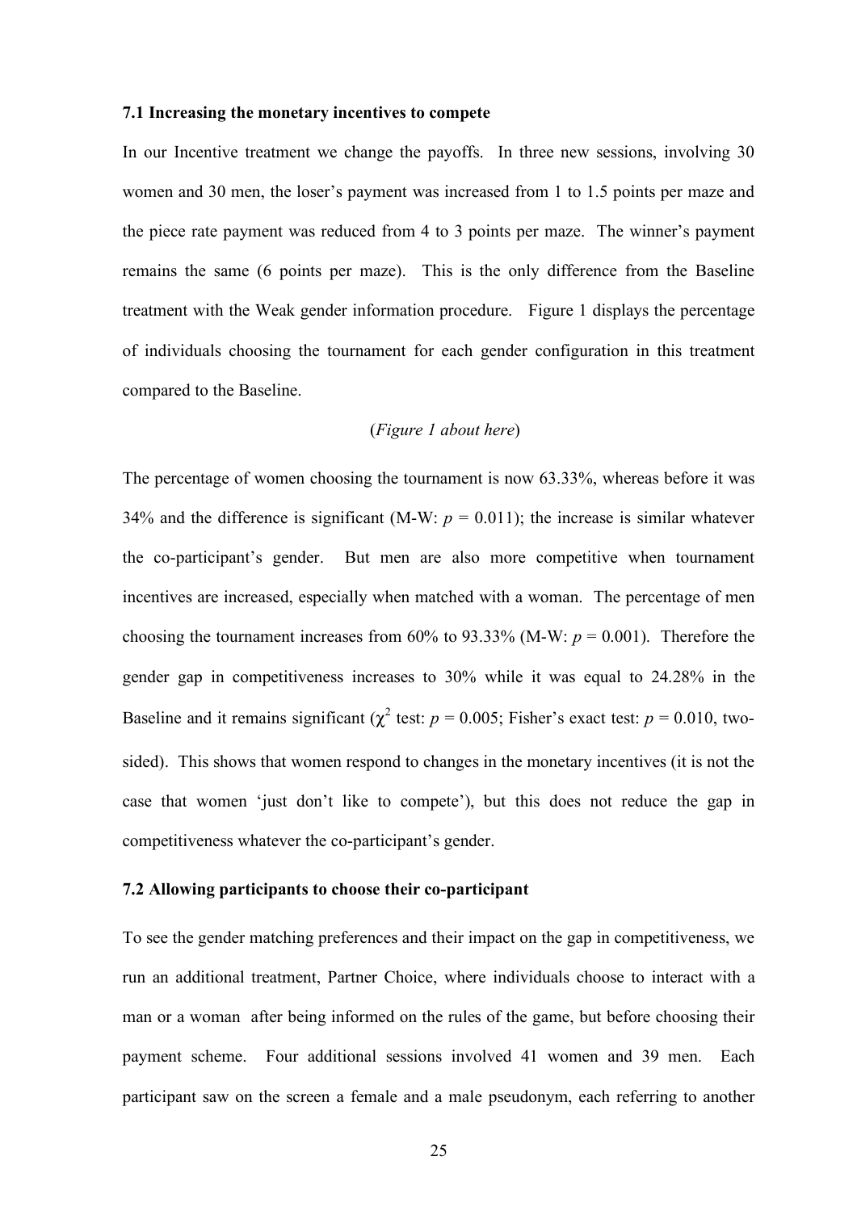### 7.1 Increasing the monetary incentives to compete

In our Incentive treatment we change the payoffs. In three new sessions, involving 30 women and 30 men, the loser's payment was increased from 1 to 1.5 points per maze and the piece rate payment was reduced from 4 to 3 points per maze. The winner's payment remains the same (6 points per maze). This is the only difference from the Baseline treatment with the Weak gender information procedure. Figure 1 displays the percentage of individuals choosing the tournament for each gender configuration in this treatment compared to the Baseline.

(*Figure 1 about here*)

The percentage of women choosing the tournament is now 63.33%, whereas before it was 34% and the difference is significant (M-W: $p$ = 0.011); the increase is similar whatever the co-participant's gender. But men are also more competitive when tournament incentives are increased, especially when matched with a woman. The percentage of men choosing the tournament increases from 60% to 93.33% (M-W: $p$ = 0.001). Therefore the gender gap in competitiveness increases to 30% while it was equal to 24.28% in the Baseline and it remains significant ($\chi^2$ test: $p$ = 0.005; Fisher's exact test: $p$ = 0.010, two-sided). This shows that women respond to changes in the monetary incentives (it is not the case that women 'just don't like to compete'), but this does not reduce the gap in competitiveness whatever the co-participant's gender.

### 7.2 Allowing participants to choose their co-participant

To see the gender matching preferences and their impact on the gap in competitiveness, we run an additional treatment, Partner Choice, where individuals choose to interact with a man or a woman after being informed on the rules of the game, but before choosing their payment scheme. Four additional sessions involved 41 women and 39 men. Each participant saw on the screen a female and a male pseudonym, each referring to another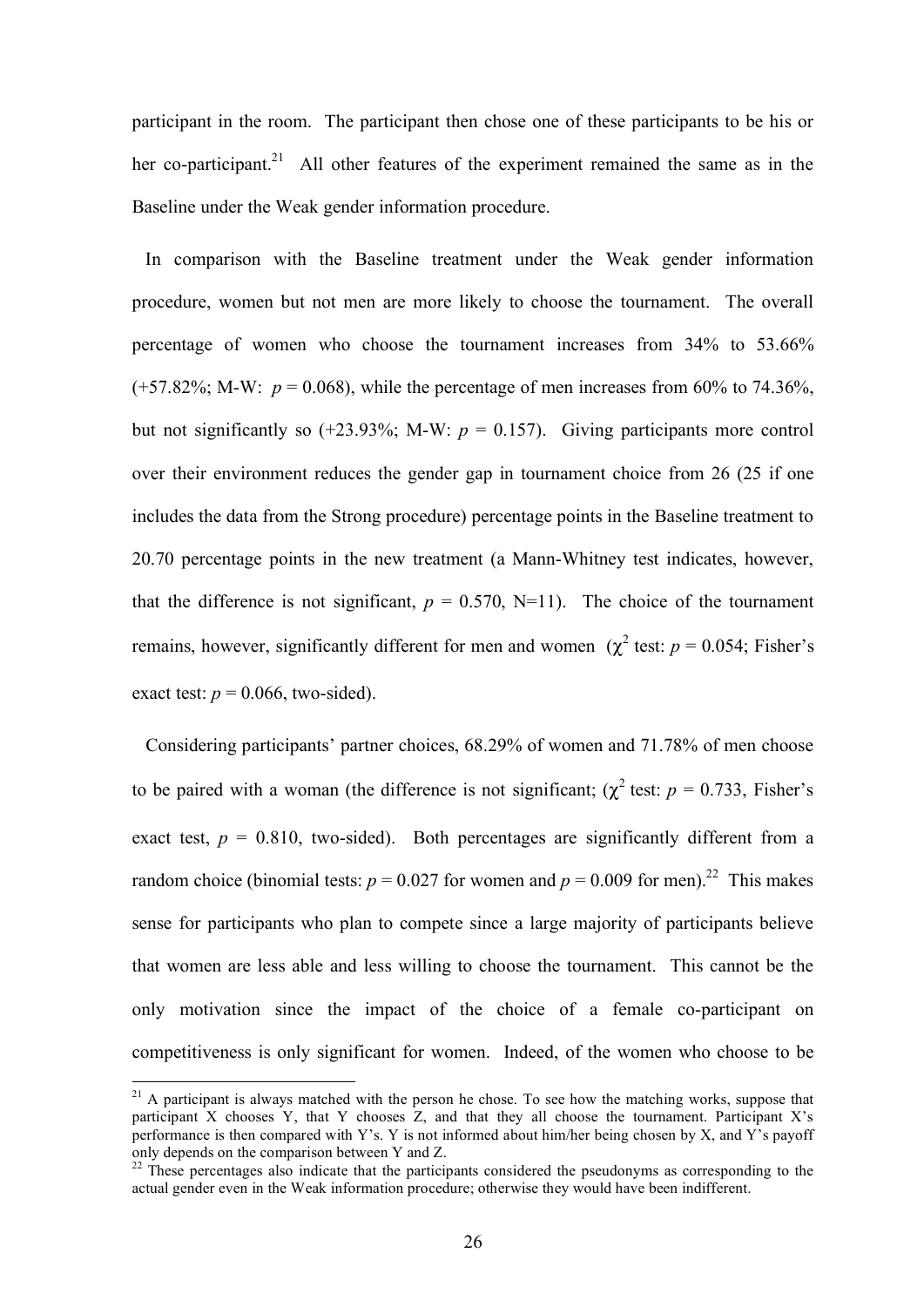participant in the room. The participant then chose one of these participants to be his or her co-participant.[21] All other features of the experiment remained the same as in the Baseline under the Weak gender information procedure.

In comparison with the Baseline treatment under the Weak gender information procedure, women but not men are more likely to choose the tournament. The overall percentage of women who choose the tournament increases from 34% to 53.66% (+57.82%; M-W: $p = 0.068$), while the percentage of men increases from 60% to 74.36%, but not significantly so (+23.93%; M-W: $p = 0.157$). Giving participants more control over their environment reduces the gender gap in tournament choice from 26 (25 if one includes the data from the Strong procedure) percentage points in the Baseline treatment to 20.70 percentage points in the new treatment (a Mann-Whitney test indicates, however, that the difference is not significant, $p = 0.570$, N=11). The choice of the tournament remains, however, significantly different for men and women ($\chi^2$ test: $p = 0.054$; Fisher's exact test: $p = 0.066$, two-sided).

Considering participants' partner choices, 68.29% of women and 71.78% of men choose to be paired with a woman (the difference is not significant; ($\chi^2$ test: $p = 0.733$, Fisher's exact test, $p = 0.810$, two-sided). Both percentages are significantly different from a random choice (binomial tests: $p = 0.027$ for women and $p = 0.009$ for men).[22] This makes sense for participants who plan to compete since a large majority of participants believe that women are less able and less willing to choose the tournament. This cannot be the only motivation since the impact of the choice of a female co-participant on competitiveness is only significant for women. Indeed, of the women who choose to be

[21] A participant is always matched with the person he chose. To see how the matching works, suppose that participant X chooses Y, that Y chooses Z, and that they all choose the tournament. Participant X's performance is then compared with Y's. Y is not informed about him/her being chosen by X, and Y's payoff only depends on the comparison between Y and Z.

[22] These percentages also indicate that the participants considered the pseudonyms as corresponding to the actual gender even in the Weak information procedure; otherwise they would have been indifferent.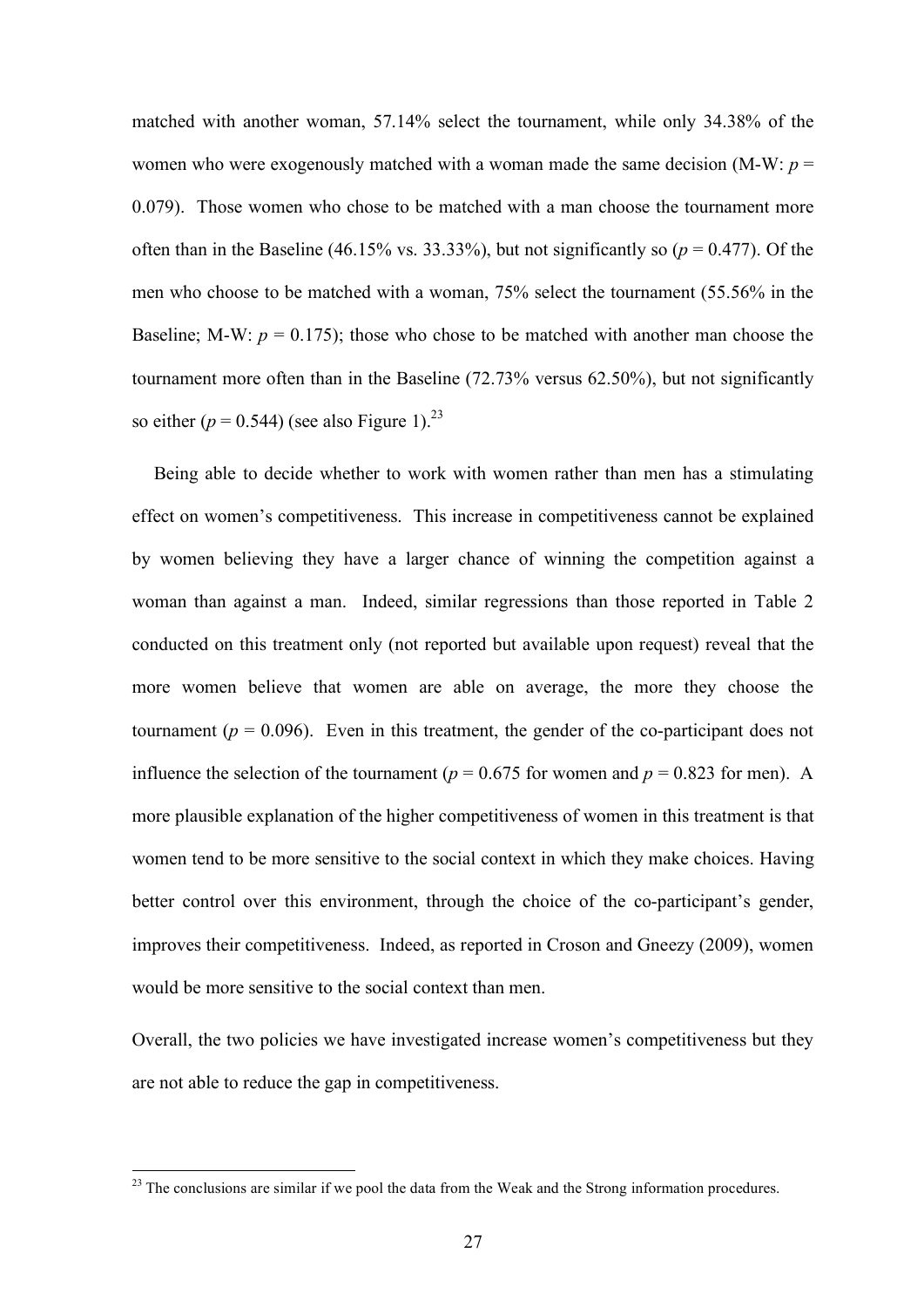matched with another woman, 57.14% select the tournament, while only 34.38% of the women who were exogenously matched with a woman made the same decision (M-W: $p$ = 0.079). Those women who chose to be matched with a man choose the tournament more often than in the Baseline (46.15% vs. 33.33%), but not significantly so ($p$ = 0.477). Of the men who choose to be matched with a woman, 75% select the tournament (55.56% in the Baseline; M-W: $p$ = 0.175); those who chose to be matched with another man choose the tournament more often than in the Baseline (72.73% versus 62.50%), but not significantly so either ($p$ = 0.544) (see also Figure 1).[23]

Being able to decide whether to work with women rather than men has a stimulating effect on women's competitiveness. This increase in competitiveness cannot be explained by women believing they have a larger chance of winning the competition against a woman than against a man. Indeed, similar regressions than those reported in Table 2 conducted on this treatment only (not reported but available upon request) reveal that the more women believe that women are able on average, the more they choose the tournament ($p$ = 0.096). Even in this treatment, the gender of the co-participant does not influence the selection of the tournament ($p$ = 0.675 for women and $p$ = 0.823 for men). A more plausible explanation of the higher competitiveness of women in this treatment is that women tend to be more sensitive to the social context in which they make choices. Having better control over this environment, through the choice of the co-participant's gender, improves their competitiveness. Indeed, as reported in Croson and Gneezy (2009), women would be more sensitive to the social context than men.

Overall, the two policies we have investigated increase women's competitiveness but they are not able to reduce the gap in competitiveness.

[23] The conclusions are similar if we pool the data from the Weak and the Strong information procedures.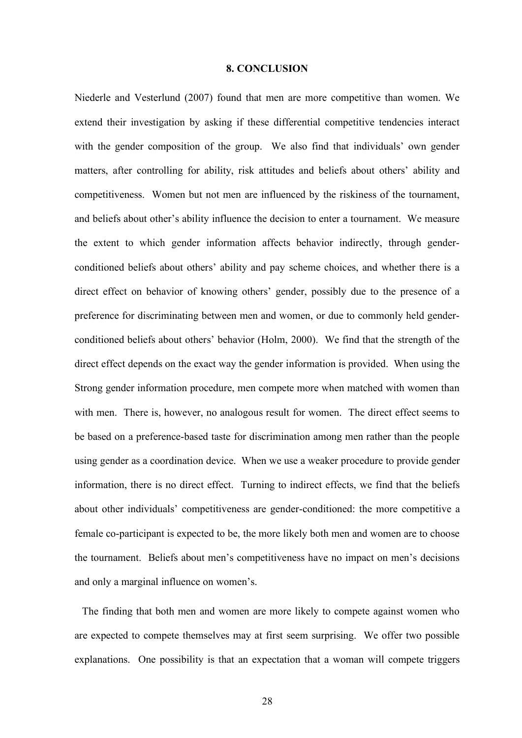## 8. CONCLUSION

Niederle and Vesterlund (2007) found that men are more competitive than women. We extend their investigation by asking if these differential competitive tendencies interact with the gender composition of the group. We also find that individuals' own gender matters, after controlling for ability, risk attitudes and beliefs about others' ability and competitiveness. Women but not men are influenced by the riskiness of the tournament, and beliefs about other's ability influence the decision to enter a tournament. We measure the extent to which gender information affects behavior indirectly, through gender-conditioned beliefs about others' ability and pay scheme choices, and whether there is a direct effect on behavior of knowing others' gender, possibly due to the presence of a preference for discriminating between men and women, or due to commonly held gender-conditioned beliefs about others' behavior (Holm, 2000). We find that the strength of the direct effect depends on the exact way the gender information is provided. When using the Strong gender information procedure, men compete more when matched with women than with men. There is, however, no analogous result for women. The direct effect seems to be based on a preference-based taste for discrimination among men rather than the people using gender as a coordination device. When we use a weaker procedure to provide gender information, there is no direct effect. Turning to indirect effects, we find that the beliefs about other individuals' competitiveness are gender-conditioned: the more competitive a female co-participant is expected to be, the more likely both men and women are to choose the tournament. Beliefs about men's competitiveness have no impact on men's decisions and only a marginal influence on women's.

The finding that both men and women are more likely to compete against women who are expected to compete themselves may at first seem surprising. We offer two possible explanations. One possibility is that an expectation that a woman will compete triggers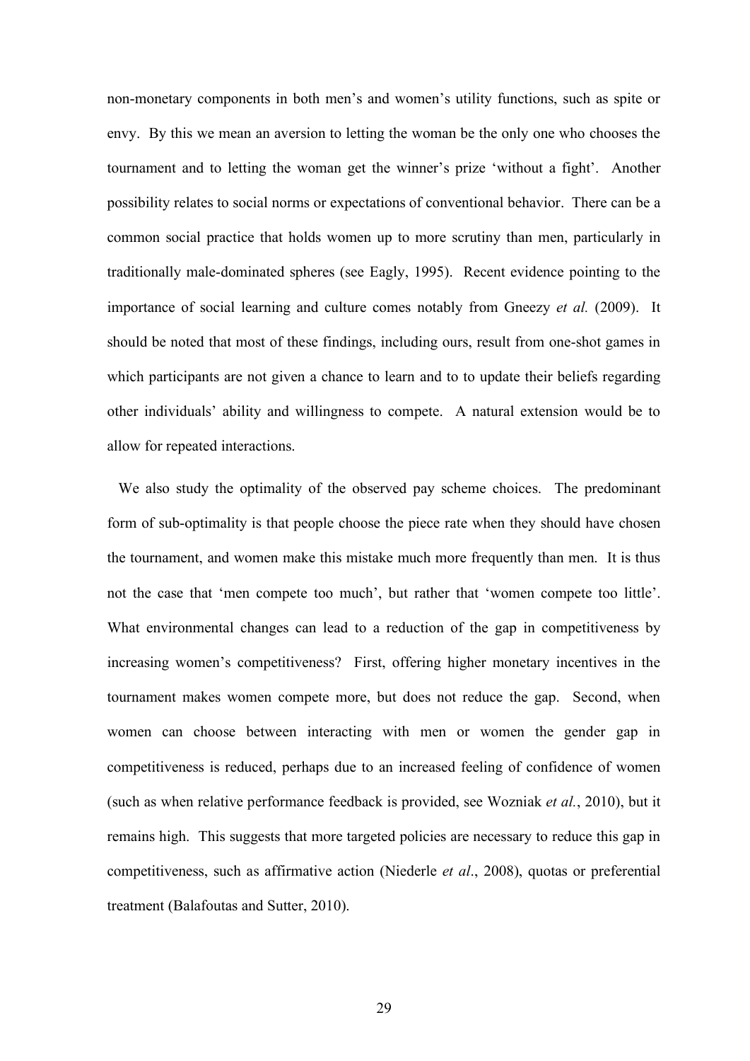non-monetary components in both men's and women's utility functions, such as spite or envy. By this we mean an aversion to letting the woman be the only one who chooses the tournament and to letting the woman get the winner's prize 'without a fight'. Another possibility relates to social norms or expectations of conventional behavior. There can be a common social practice that holds women up to more scrutiny than men, particularly in traditionally male-dominated spheres (see Eagly, 1995). Recent evidence pointing to the importance of social learning and culture comes notably from Gneezy *et al.* (2009). It should be noted that most of these findings, including ours, result from one-shot games in which participants are not given a chance to learn and to to update their beliefs regarding other individuals' ability and willingness to compete. A natural extension would be to allow for repeated interactions.

We also study the optimality of the observed pay scheme choices. The predominant form of sub-optimality is that people choose the piece rate when they should have chosen the tournament, and women make this mistake much more frequently than men. It is thus not the case that 'men compete too much', but rather that 'women compete too little'. What environmental changes can lead to a reduction of the gap in competitiveness by increasing women's competitiveness? First, offering higher monetary incentives in the tournament makes women compete more, but does not reduce the gap. Second, when women can choose between interacting with men or women the gender gap in competitiveness is reduced, perhaps due to an increased feeling of confidence of women (such as when relative performance feedback is provided, see Wozniak *et al.*, 2010), but it remains high. This suggests that more targeted policies are necessary to reduce this gap in competitiveness, such as affirmative action (Niederle *et al*., 2008), quotas or preferential treatment (Balafoutas and Sutter, 2010).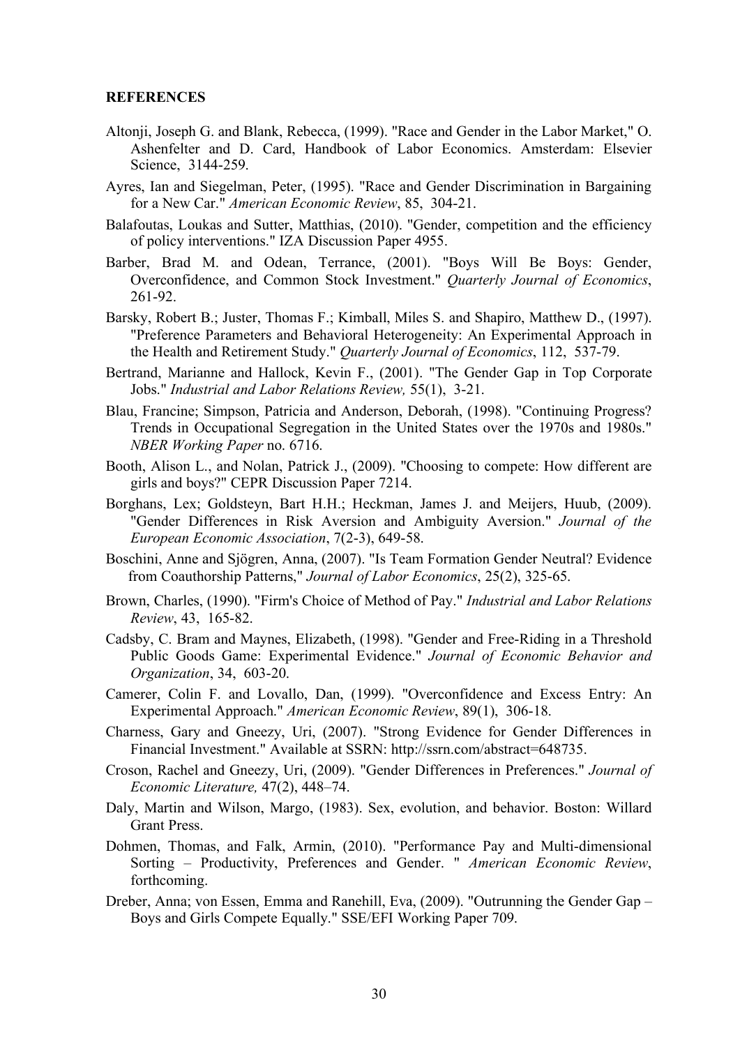**REFERENCES**

Altonji, Joseph G. and Blank, Rebecca, (1999). "Race and Gender in the Labor Market," O. Ashenfelter and D. Card, Handbook of Labor Economics. Amsterdam: Elsevier Science, 3144-259.

Ayres, Ian and Siegelman, Peter, (1995). "Race and Gender Discrimination in Bargaining for a New Car." *American Economic Review*, 85, 304-21.

Balafoutas, Loukas and Sutter, Matthias, (2010). "Gender, competition and the efficiency of policy interventions." IZA Discussion Paper 4955.

Barber, Brad M. and Odean, Terrance, (2001). "Boys Will Be Boys: Gender, Overconfidence, and Common Stock Investment." *Quarterly Journal of Economics*, 261-92.

Barsky, Robert B.; Juster, Thomas F.; Kimball, Miles S. and Shapiro, Matthew D., (1997). "Preference Parameters and Behavioral Heterogeneity: An Experimental Approach in the Health and Retirement Study." *Quarterly Journal of Economics*, 112, 537-79.

Bertrand, Marianne and Hallock, Kevin F., (2001). "The Gender Gap in Top Corporate Jobs." *Industrial and Labor Relations Review,* 55(1), 3-21.

Blau, Francine; Simpson, Patricia and Anderson, Deborah, (1998). "Continuing Progress? Trends in Occupational Segregation in the United States over the 1970s and 1980s." *NBER Working Paper* no. 6716.

Booth, Alison L., and Nolan, Patrick J., (2009). "Choosing to compete: How different are girls and boys?" CEPR Discussion Paper 7214.

Borghans, Lex; Goldsteyn, Bart H.H.; Heckman, James J. and Meijers, Huub, (2009). "Gender Differences in Risk Aversion and Ambiguity Aversion." *Journal of the European Economic Association*, 7(2-3), 649-58.

Boschini, Anne and Sjögren, Anna, (2007). "Is Team Formation Gender Neutral? Evidence from Coauthorship Patterns," *Journal of Labor Economics*, 25(2), 325-65.

Brown, Charles, (1990). "Firm's Choice of Method of Pay." *Industrial and Labor Relations Review*, 43, 165-82.

Cadsby, C. Bram and Maynes, Elizabeth, (1998). "Gender and Free-Riding in a Threshold Public Goods Game: Experimental Evidence." *Journal of Economic Behavior and Organization*, 34, 603-20.

Camerer, Colin F. and Lovallo, Dan, (1999). "Overconfidence and Excess Entry: An Experimental Approach." *American Economic Review*, 89(1), 306-18.

Charness, Gary and Gneezy, Uri, (2007). "Strong Evidence for Gender Differences in Financial Investment." Available at SSRN: http://ssrn.com/abstract=648735.

Croson, Rachel and Gneezy, Uri, (2009). "Gender Differences in Preferences." *Journal of Economic Literature,* 47(2), 448–74.

Daly, Martin and Wilson, Margo, (1983). Sex, evolution, and behavior. Boston: Willard Grant Press.

Dohmen, Thomas, and Falk, Armin, (2010). "Performance Pay and Multi-dimensional Sorting – Productivity, Preferences and Gender. " *American Economic Review*, forthcoming.

Dreber, Anna; von Essen, Emma and Ranehill, Eva, (2009). "Outrunning the Gender Gap – Boys and Girls Compete Equally." SSE/EFI Working Paper 709.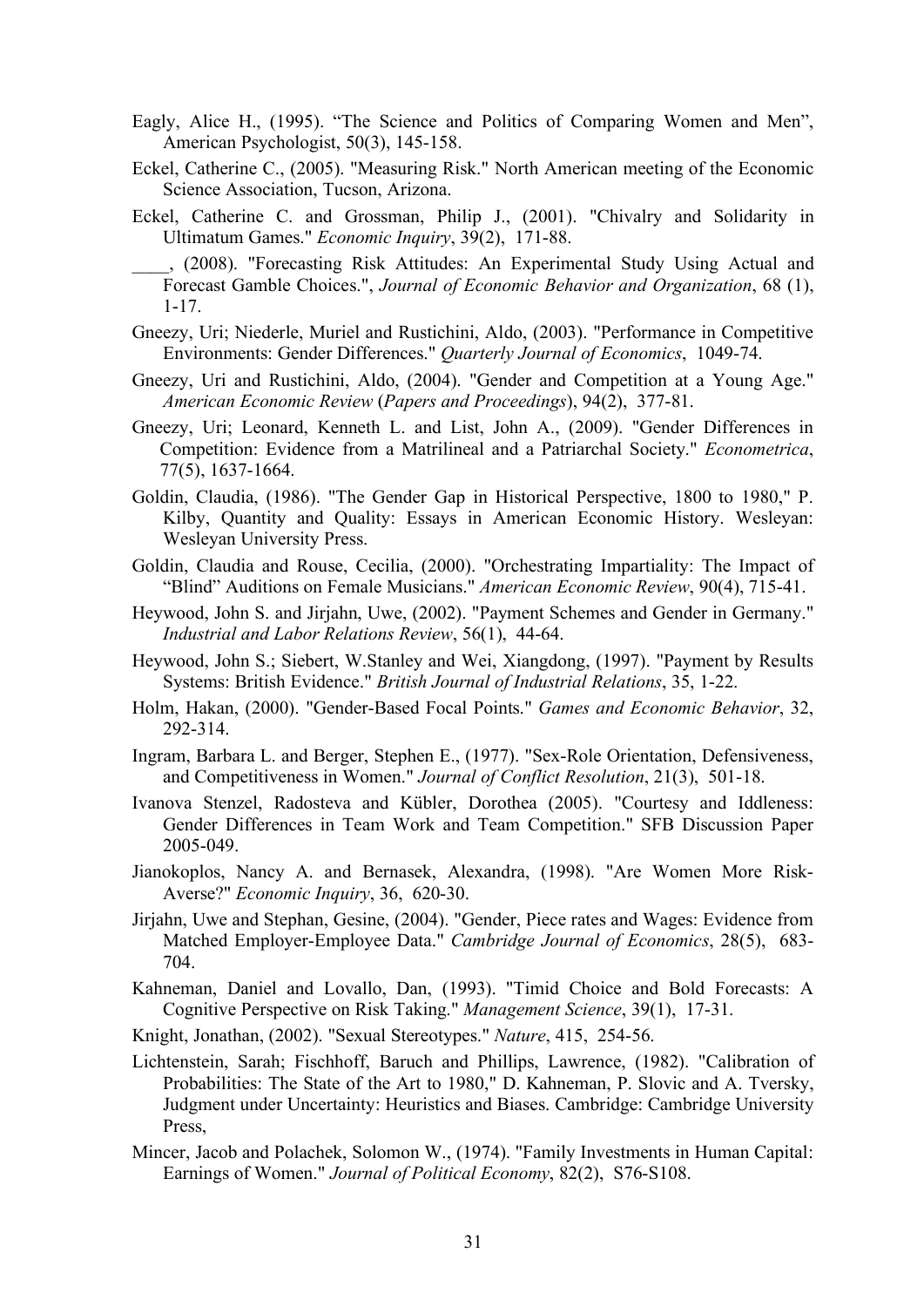Eagly, Alice H., (1995). “The Science and Politics of Comparing Women and Men”, American Psychologist, 50(3), 145-158.

Eckel, Catherine C., (2005). "Measuring Risk." North American meeting of the Economic Science Association, Tucson, Arizona.

Eckel, Catherine C. and Grossman, Philip J., (2001). "Chivalry and Solidarity in Ultimatum Games." *Economic Inquiry*, 39(2), 171-88.

____, (2008). "Forecasting Risk Attitudes: An Experimental Study Using Actual and Forecast Gamble Choices.", *Journal of Economic Behavior and Organization*, 68 (1), 1-17.

Gneezy, Uri; Niederle, Muriel and Rustichini, Aldo, (2003). "Performance in Competitive Environments: Gender Differences." *Quarterly Journal of Economics*, 1049-74.

Gneezy, Uri and Rustichini, Aldo, (2004). "Gender and Competition at a Young Age." *American Economic Review* (*Papers and Proceedings*), 94(2), 377-81.

Gneezy, Uri; Leonard, Kenneth L. and List, John A., (2009). "Gender Differences in Competition: Evidence from a Matrilineal and a Patriarchal Society." *Econometrica*, 77(5), 1637-1664.

Goldin, Claudia, (1986). "The Gender Gap in Historical Perspective, 1800 to 1980," P. Kilby, Quantity and Quality: Essays in American Economic History. Wesleyan: Wesleyan University Press.

Goldin, Claudia and Rouse, Cecilia, (2000). "Orchestrating Impartiality: The Impact of “Blind” Auditions on Female Musicians." *American Economic Review*, 90(4), 715-41.

Heywood, John S. and Jirjahn, Uwe, (2002). "Payment Schemes and Gender in Germany." *Industrial and Labor Relations Review*, 56(1), 44-64.

Heywood, John S.; Siebert, W.Stanley and Wei, Xiangdong, (1997). "Payment by Results Systems: British Evidence." *British Journal of Industrial Relations*, 35, 1-22.

Holm, Hakan, (2000). "Gender-Based Focal Points." *Games and Economic Behavior*, 32, 292-314.

Ingram, Barbara L. and Berger, Stephen E., (1977). "Sex-Role Orientation, Defensiveness, and Competitiveness in Women." *Journal of Conflict Resolution*, 21(3), 501-18.

Ivanova Stenzel, Radosteva and Kübler, Dorothea (2005). "Courtesy and Iddleness: Gender Differences in Team Work and Team Competition." SFB Discussion Paper 2005-049.

Jianokoplos, Nancy A. and Bernasek, Alexandra, (1998). "Are Women More Risk-Averse?" *Economic Inquiry*, 36, 620-30.

Jirjahn, Uwe and Stephan, Gesine, (2004). "Gender, Piece rates and Wages: Evidence from Matched Employer-Employee Data." *Cambridge Journal of Economics*, 28(5), 683-704.

Kahneman, Daniel and Lovallo, Dan, (1993). "Timid Choice and Bold Forecasts: A Cognitive Perspective on Risk Taking." *Management Science*, 39(1), 17-31.

Knight, Jonathan, (2002). "Sexual Stereotypes." *Nature*, 415, 254-56.

Lichtenstein, Sarah; Fischhoff, Baruch and Phillips, Lawrence, (1982). "Calibration of Probabilities: The State of the Art to 1980," D. Kahneman, P. Slovic and A. Tversky, Judgment under Uncertainty: Heuristics and Biases. Cambridge: Cambridge University Press,

Mincer, Jacob and Polachek, Solomon W., (1974). "Family Investments in Human Capital: Earnings of Women." *Journal of Political Economy*, 82(2), S76-S108.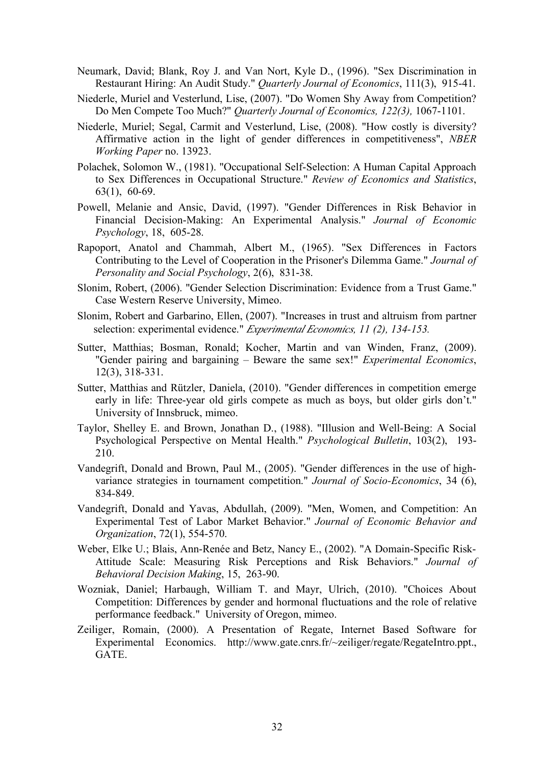Neumark, David; Blank, Roy J. and Van Nort, Kyle D., (1996). "Sex Discrimination in Restaurant Hiring: An Audit Study." *Quarterly Journal of Economics*, 111(3), 915-41.

Niederle, Muriel and Vesterlund, Lise, (2007). "Do Women Shy Away from Competition? Do Men Compete Too Much?" *Quarterly Journal of Economics, 122(3),* 1067-1101.

Niederle, Muriel; Segal, Carmit and Vesterlund, Lise, (2008). "How costly is diversity? Affirmative action in the light of gender differences in competitiveness", *NBER Working Paper* no. 13923.

Polachek, Solomon W., (1981). "Occupational Self-Selection: A Human Capital Approach to Sex Differences in Occupational Structure." *Review of Economics and Statistics*, 63(1), 60-69.

Powell, Melanie and Ansic, David, (1997). "Gender Differences in Risk Behavior in Financial Decision-Making: An Experimental Analysis." *Journal of Economic Psychology*, 18, 605-28.

Rapoport, Anatol and Chammah, Albert M., (1965). "Sex Differences in Factors Contributing to the Level of Cooperation in the Prisoner's Dilemma Game." *Journal of Personality and Social Psychology*, 2(6), 831-38.

Slonim, Robert, (2006). "Gender Selection Discrimination: Evidence from a Trust Game." Case Western Reserve University, Mimeo.

Slonim, Robert and Garbarino, Ellen, (2007). "Increases in trust and altruism from partner selection: experimental evidence." *Experimental Economics, 11 (2), 134-153.*

Sutter, Matthias; Bosman, Ronald; Kocher, Martin and van Winden, Franz, (2009). "Gender pairing and bargaining – Beware the same sex!" *Experimental Economics*, 12(3), 318-331.

Sutter, Matthias and Rützler, Daniela, (2010). "Gender differences in competition emerge early in life: Three-year old girls compete as much as boys, but older girls don't." University of Innsbruck, mimeo.

Taylor, Shelley E. and Brown, Jonathan D., (1988). "Illusion and Well-Being: A Social Psychological Perspective on Mental Health." *Psychological Bulletin*, 103(2), 193-210.

Vandegrift, Donald and Brown, Paul M., (2005). "Gender differences in the use of high-variance strategies in tournament competition." *Journal of Socio-Economics*, 34 (6), 834-849.

Vandegrift, Donald and Yavas, Abdullah, (2009). "Men, Women, and Competition: An Experimental Test of Labor Market Behavior." *Journal of Economic Behavior and Organization*, 72(1), 554-570.

Weber, Elke U.; Blais, Ann-Renée and Betz, Nancy E., (2002). "A Domain-Specific Risk-Attitude Scale: Measuring Risk Perceptions and Risk Behaviors." *Journal of Behavioral Decision Making*, 15, 263-90.

Wozniak, Daniel; Harbaugh, William T. and Mayr, Ulrich, (2010). "Choices About Competition: Differences by gender and hormonal fluctuations and the role of relative performance feedback." University of Oregon, mimeo.

Zeiliger, Romain, (2000). A Presentation of Regate, Internet Based Software for Experimental Economics. http://www.gate.cnrs.fr/~zeiliger/regate/RegateIntro.ppt., GATE.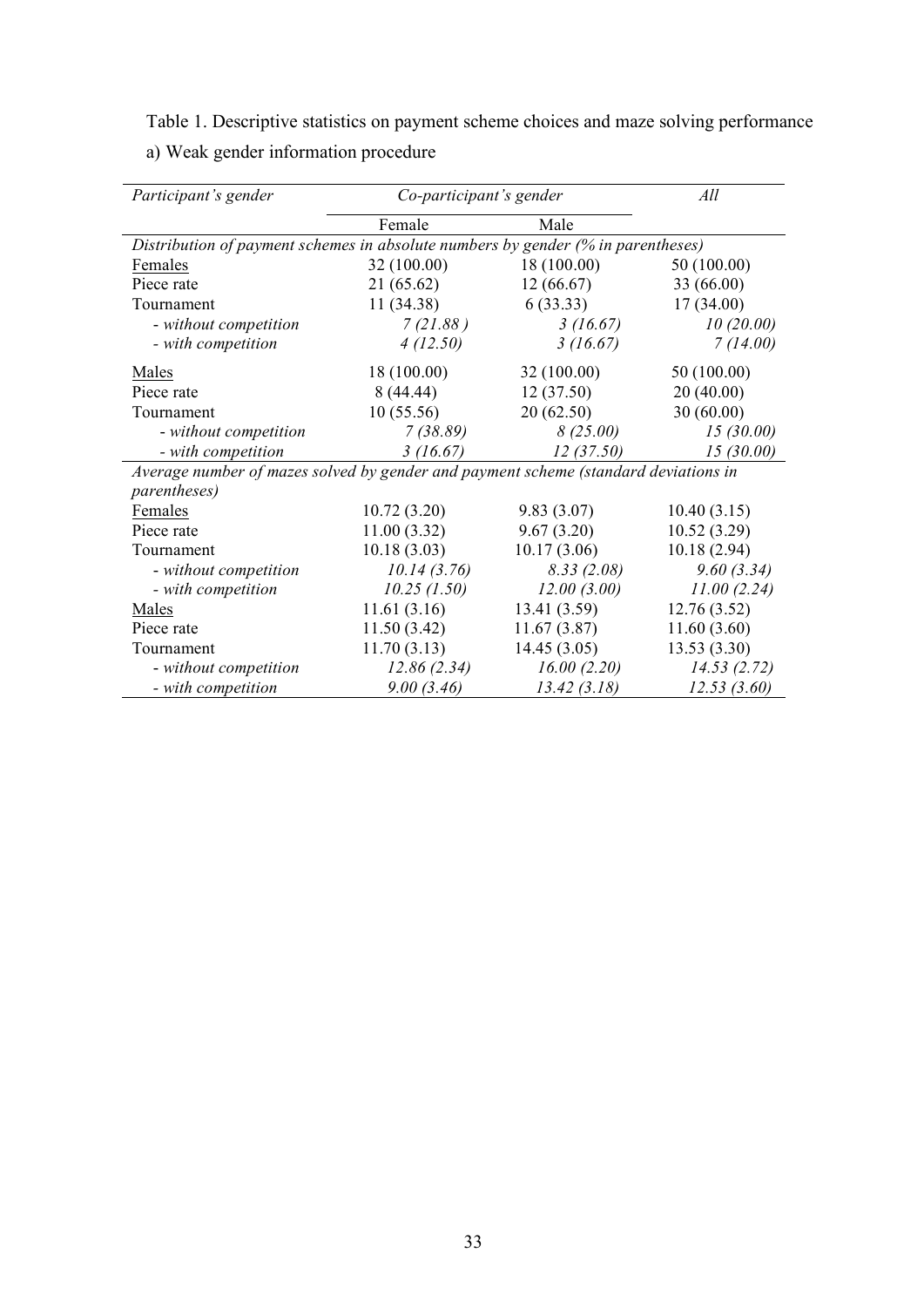Table 1. Descriptive statistics on payment scheme choices and maze solving performance

a) Weak gender information procedure

| *Participant's gender* | *Co-participant's gender* | | *All* |
|---|---|---|---|
| | Female | Male | |
| *Distribution of payment schemes in absolute numbers by gender (% in parentheses)* | | | |
| Females | 32 (100.00) | 18 (100.00) | 50 (100.00) |
| Piece rate | 21 (65.62) | 12 (66.67) | 33 (66.00) |
| Tournament | 11 (34.38) | 6 (33.33) | 17 (34.00) |
| *- without competition* | *7 (21.88 )* | *3 (16.67)* | *10 (20.00)* |
| *- with competition* | *4 (12.50)* | *3 (16.67)* | *7 (14.00)* |
| Males | 18 (100.00) | 32 (100.00) | 50 (100.00) |
| Piece rate | 8 (44.44) | 12 (37.50) | 20 (40.00) |
| Tournament | 10 (55.56) | 20 (62.50) | 30 (60.00) |
| *- without competition* | *7 (38.89)* | *8 (25.00)* | *15 (30.00)* |
| *- with competition* | *3 (16.67)* | *12 (37.50)* | *15 (30.00)* |
| *Average number of mazes solved by gender and payment scheme (standard deviations in parentheses)* | | | |
| Females | 10.72 (3.20) | 9.83 (3.07) | 10.40 (3.15) |
| Piece rate | 11.00 (3.32) | 9.67 (3.20) | 10.52 (3.29) |
| Tournament | 10.18 (3.03) | 10.17 (3.06) | 10.18 (2.94) |
| *- without competition* | *10.14 (3.76)* | *8.33 (2.08)* | *9.60 (3.34)* |
| *- with competition* | *10.25 (1.50)* | *12.00 (3.00)* | *11.00 (2.24)* |
| Males | 11.61 (3.16) | 13.41 (3.59) | 12.76 (3.52) |
| Piece rate | 11.50 (3.42) | 11.67 (3.87) | 11.60 (3.60) |
| Tournament | 11.70 (3.13) | 14.45 (3.05) | 13.53 (3.30) |
| *- without competition* | *12.86 (2.34)* | *16.00 (2.20)* | *14.53 (2.72)* |
| *- with competition* | *9.00 (3.46)* | *13.42 (3.18)* | *12.53 (3.60)* |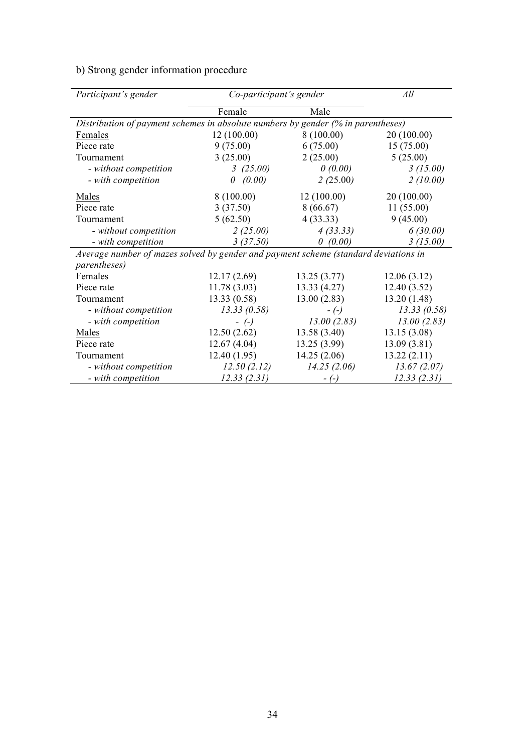b) Strong gender information procedure

| *Participant's gender* | *Co-participant's gender* | | *All* |
|---|---|---|---|
| | Female | Male | |
| *Distribution of payment schemes in absolute numbers by gender (% in parentheses)* | | | |
| Females | 12 (100.00) | 8 (100.00) | 20 (100.00) |
| Piece rate | 9 (75.00) | 6 (75.00) | 15 (75.00) |
| Tournament | 3 (25.00) | 2 (25.00) | 5 (25.00) |
| - *without competition* | *3 (25.00)* | *0 (0.00)* | *3 (15.00)* |
| - *with competition* | *0 (0.00)* | *2 (25.00)* | *2 (10.00)* |
| Males | 8 (100.00) | 12 (100.00) | 20 (100.00) |
| Piece rate | 3 (37.50) | 8 (66.67) | 11 (55.00) |
| Tournament | 5 (62.50) | 4 (33.33) | 9 (45.00) |
| - *without competition* | *2 (25.00)* | *4 (33.33)* | *6 (30.00)* |
| - *with competition* | *3 (37.50)* | *0 (0.00)* | *3 (15.00)* |
| *Average number of mazes solved by gender and payment scheme (standard deviations in parentheses)* | | | |
| Females | 12.17 (2.69) | 13.25 (3.77) | 12.06 (3.12) |
| Piece rate | 11.78 (3.03) | 13.33 (4.27) | 12.40 (3.52) |
| Tournament | 13.33 (0.58) | 13.00 (2.83) | 13.20 (1.48) |
| - *without competition* | *13.33 (0.58)* | *- (-)* | *13.33 (0.58)* |
| - *with competition* | *- (-)* | *13.00 (2.83)* | *13.00 (2.83)* |
| Males | 12.50 (2.62) | 13.58 (3.40) | 13.15 (3.08) |
| Piece rate | 12.67 (4.04) | 13.25 (3.99) | 13.09 (3.81) |
| Tournament | 12.40 (1.95) | 14.25 (2.06) | 13.22 (2.11) |
| - *without competition* | *12.50 (2.12)* | *14.25 (2.06)* | *13.67 (2.07)* |
| - *with competition* | *12.33 (2.31)* | *- (-)* | *12.33 (2.31)* |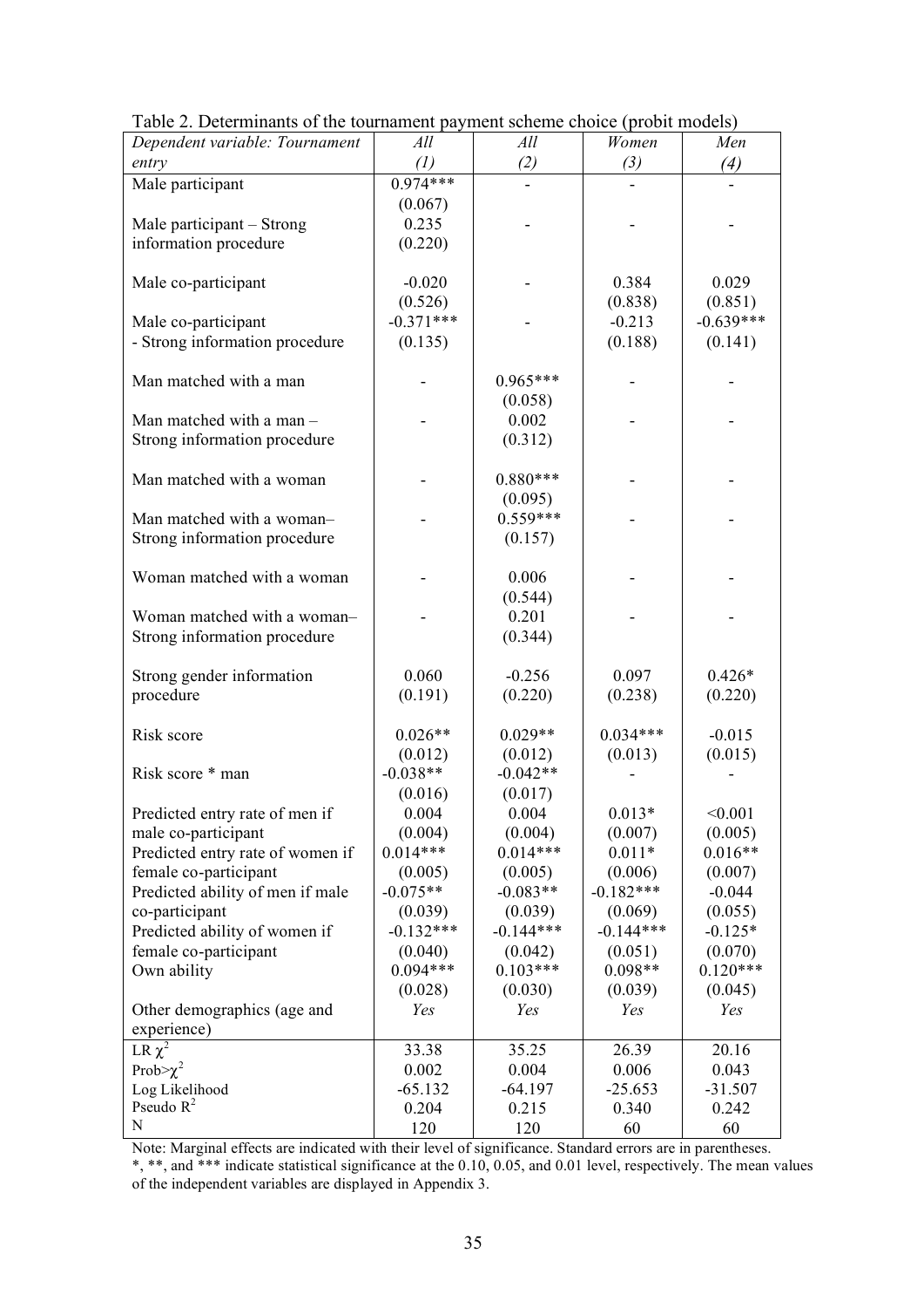Table 2. Determinants of the tournament payment scheme choice (probit models)

| *Dependent variable: Tournament entry* | *All (1)* | *All (2)* | *Women (3)* | *Men (4)* |
|---|---|---|---|---|
| Male participant | 0.974*** | - | - | - |
| | (0.067) | | | |
| Male participant – Strong information procedure | 0.235 | - | - | - |
| | (0.220) | | | |
| Male co-participant | -0.020 | - | 0.384 | 0.029 |
| | (0.526) | | (0.838) | (0.851) |
| Male co-participant - Strong information procedure | -0.371*** | - | -0.213 | -0.639*** |
| | (0.135) | | (0.188) | (0.141) |
| Man matched with a man | - | 0.965*** | - | - |
| | | (0.058) | | |
| Man matched with a man – Strong information procedure | - | 0.002 | - | - |
| | | (0.312) | | |
| Man matched with a woman | - | 0.880*** | - | - |
| | | (0.095) | | |
| Man matched with a woman– Strong information procedure | - | 0.559*** | - | - |
| | | (0.157) | | |
| Woman matched with a woman | - | 0.006 | - | - |
| | | (0.544) | | |
| Woman matched with a woman– Strong information procedure | - | 0.201 | - | - |
| | | (0.344) | | |
| Strong gender information procedure | 0.060 | -0.256 | 0.097 | 0.426* |
| | (0.191) | (0.220) | (0.238) | (0.220) |
| Risk score | 0.026** | 0.029** | 0.034*** | -0.015 |
| | (0.012) | (0.012) | (0.013) | (0.015) |
| Risk score * man | -0.038** | -0.042** | - | - |
| | (0.016) | (0.017) | | |
| Predicted entry rate of men if male co-participant | 0.004 | 0.004 | 0.013* | <0.001 |
| | (0.004) | (0.004) | (0.007) | (0.005) |
| Predicted entry rate of women if female co-participant | 0.014*** | 0.014*** | 0.011* | 0.016** |
| | (0.005) | (0.005) | (0.006) | (0.007) |
| Predicted ability of men if male co-participant | -0.075** | -0.083** | -0.182*** | -0.044 |
| | (0.039) | (0.039) | (0.069) | (0.055) |
| Predicted ability of women if female co-participant | -0.132*** | -0.144*** | -0.144*** | -0.125* |
| | (0.040) | (0.042) | (0.051) | (0.070) |
| Own ability | 0.094*** | 0.103*** | 0.098** | 0.120*** |
| | (0.028) | (0.030) | (0.039) | (0.045) |
| Other demographics (age and experience) | *Yes* | *Yes* | *Yes* | *Yes* |
| LR $\chi^2$ | 33.38 | 35.25 | 26.39 | 20.16 |
| Prob>$\chi^2$ | 0.002 | 0.004 | 0.006 | 0.043 |
| Log Likelihood | -65.132 | -64.197 | -25.653 | -31.507 |
| Pseudo $R^2$ | 0.204 | 0.215 | 0.340 | 0.242 |
| N | 120 | 120 | 60 | 60 |

Note: Marginal effects are indicated with their level of significance. Standard errors are in parentheses. *, **, and *** indicate statistical significance at the 0.10, 0.05, and 0.01 level, respectively. The mean values of the independent variables are displayed in Appendix 3.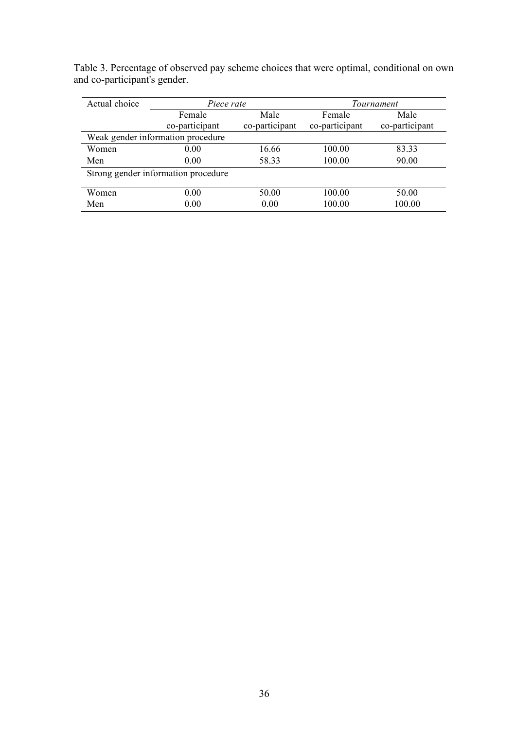Table 3. Percentage of observed pay scheme choices that were optimal, conditional on own and co-participant's gender.

| Actual choice | *Piece rate* | | *Tournament* | |
|---|---|---|---|---|
| | Female co-participant | Male co-participant | Female co-participant | Male co-participant |
| Weak gender information procedure | | | | |
| Women | 0.00 | 16.66 | 100.00 | 83.33 |
| Men | 0.00 | 58.33 | 100.00 | 90.00 |
| Strong gender information procedure | | | | |
| Women | 0.00 | 50.00 | 100.00 | 50.00 |
| Men | 0.00 | 0.00 | 100.00 | 100.00 |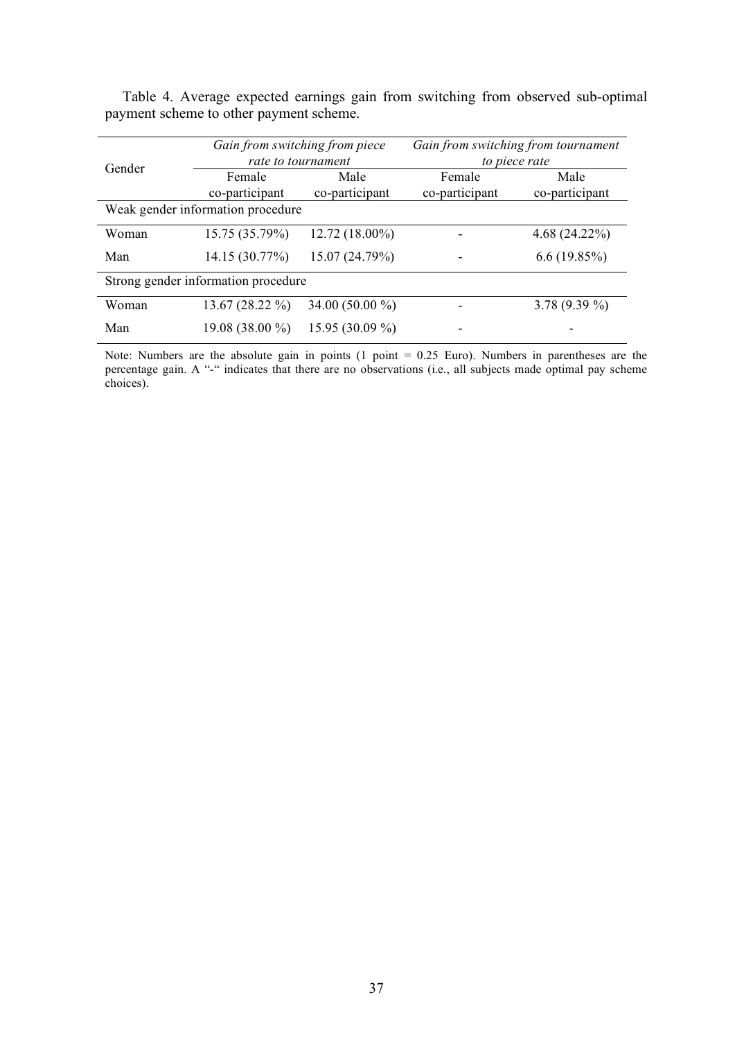Table 4. Average expected earnings gain from switching from observed sub-optimal payment scheme to other payment scheme.

| Gender | *Gain from switching from piece rate to tournament* | | *Gain from switching from tournament to piece rate* | |
|---|---|---|---|---|
| | Female co-participant | Male co-participant | Female co-participant | Male co-participant |
| Weak gender information procedure | | | | |
| Woman | 15.75 (35.79%) | 12.72 (18.00%) | - | 4.68 (24.22%) |
| Man | 14.15 (30.77%) | 15.07 (24.79%) | - | 6.6 (19.85%) |
| Strong gender information procedure | | | | |
| Woman | 13.67 (28.22 %) | 34.00 (50.00 %) | - | 3.78 (9.39 %) |
| Man | 19.08 (38.00 %) | 15.95 (30.09 %) | - | - |

Note: Numbers are the absolute gain in points (1 point = 0.25 Euro). Numbers in parentheses are the percentage gain. A "-" indicates that there are no observations (i.e., all subjects made optimal pay scheme choices).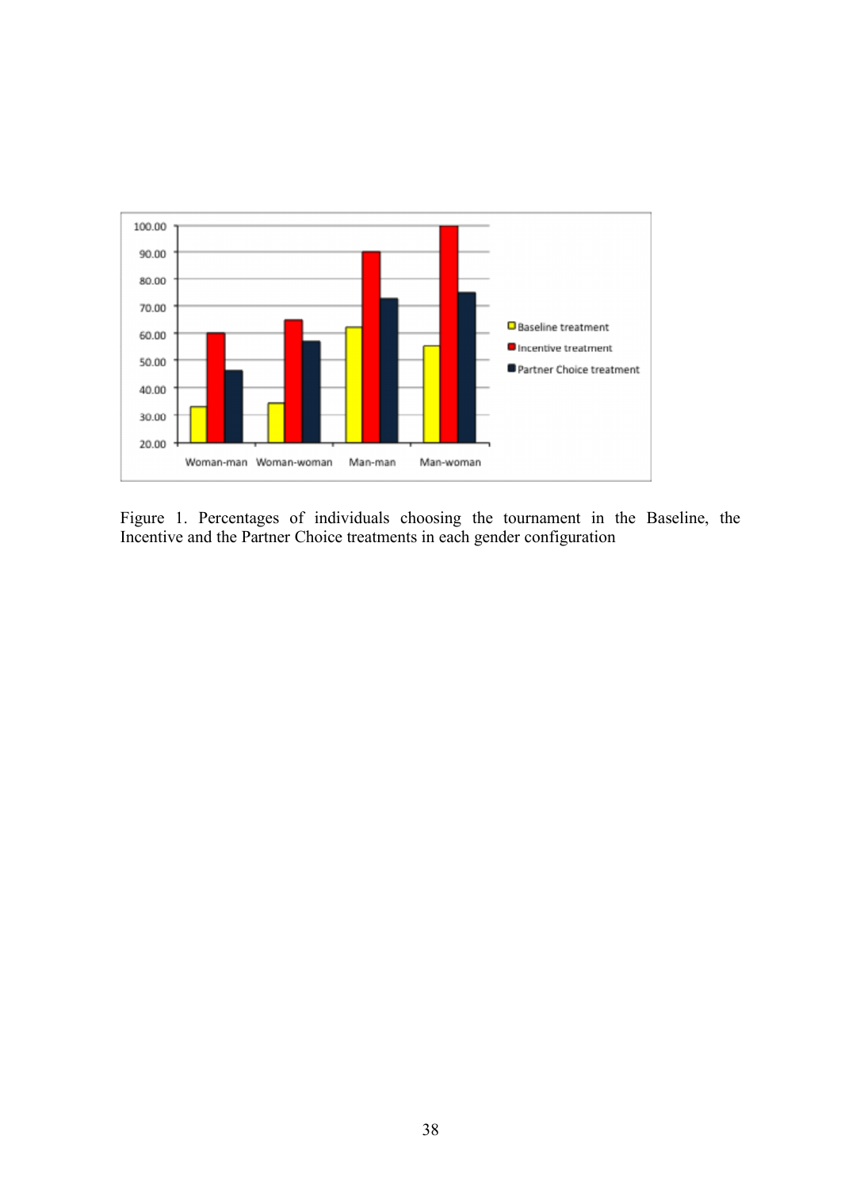Figure 1. Percentages of individuals choosing the tournament in the Baseline, the Incentive and the Partner Choice treatments in each gender configuration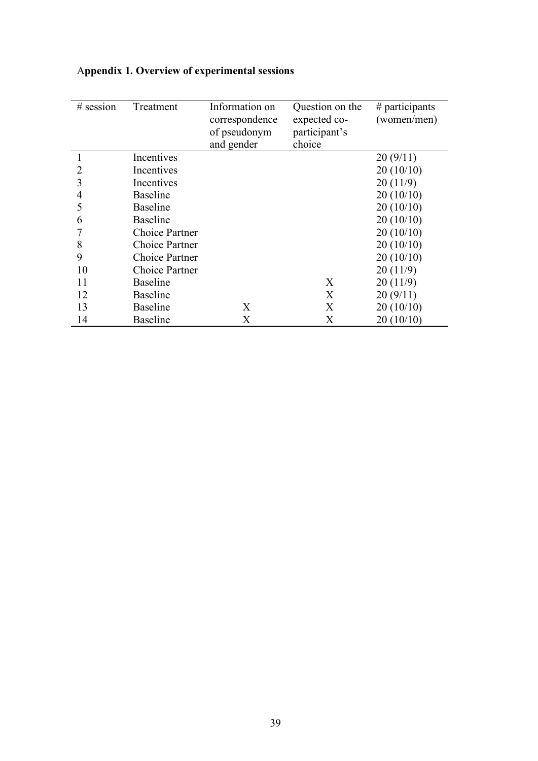**Appendix 1. Overview of experimental sessions**

| # session | Treatment | Information on correspondence of pseudonym and gender | Question on the expected co-participant's choice | # participants (women/men) |
|---|---|---|---|---|
| 1 | Incentives | | | 20 (9/11) |
| 2 | Incentives | | | 20 (10/10) |
| 3 | Incentives | | | 20 (11/9) |
| 4 | Baseline | | | 20 (10/10) |
| 5 | Baseline | | | 20 (10/10) |
| 6 | Baseline | | | 20 (10/10) |
| 7 | Choice Partner | | | 20 (10/10) |
| 8 | Choice Partner | | | 20 (10/10) |
| 9 | Choice Partner | | | 20 (10/10) |
| 10 | Choice Partner | | | 20 (11/9) |
| 11 | Baseline | | X | 20 (11/9) |
| 12 | Baseline | | X | 20 (9/11) |
| 13 | Baseline | X | X | 20 (10/10) |
| 14 | Baseline | X | X | 20 (10/10) |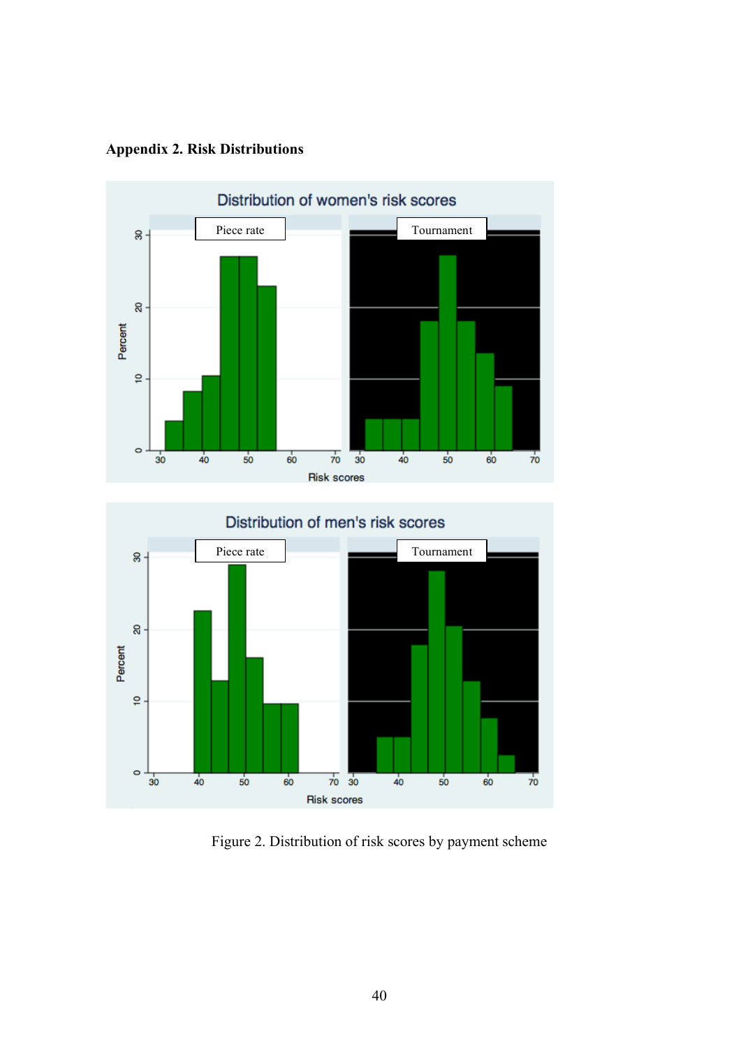**Appendix 2. Risk Distributions**

Figure 2. Distribution of risk scores by payment scheme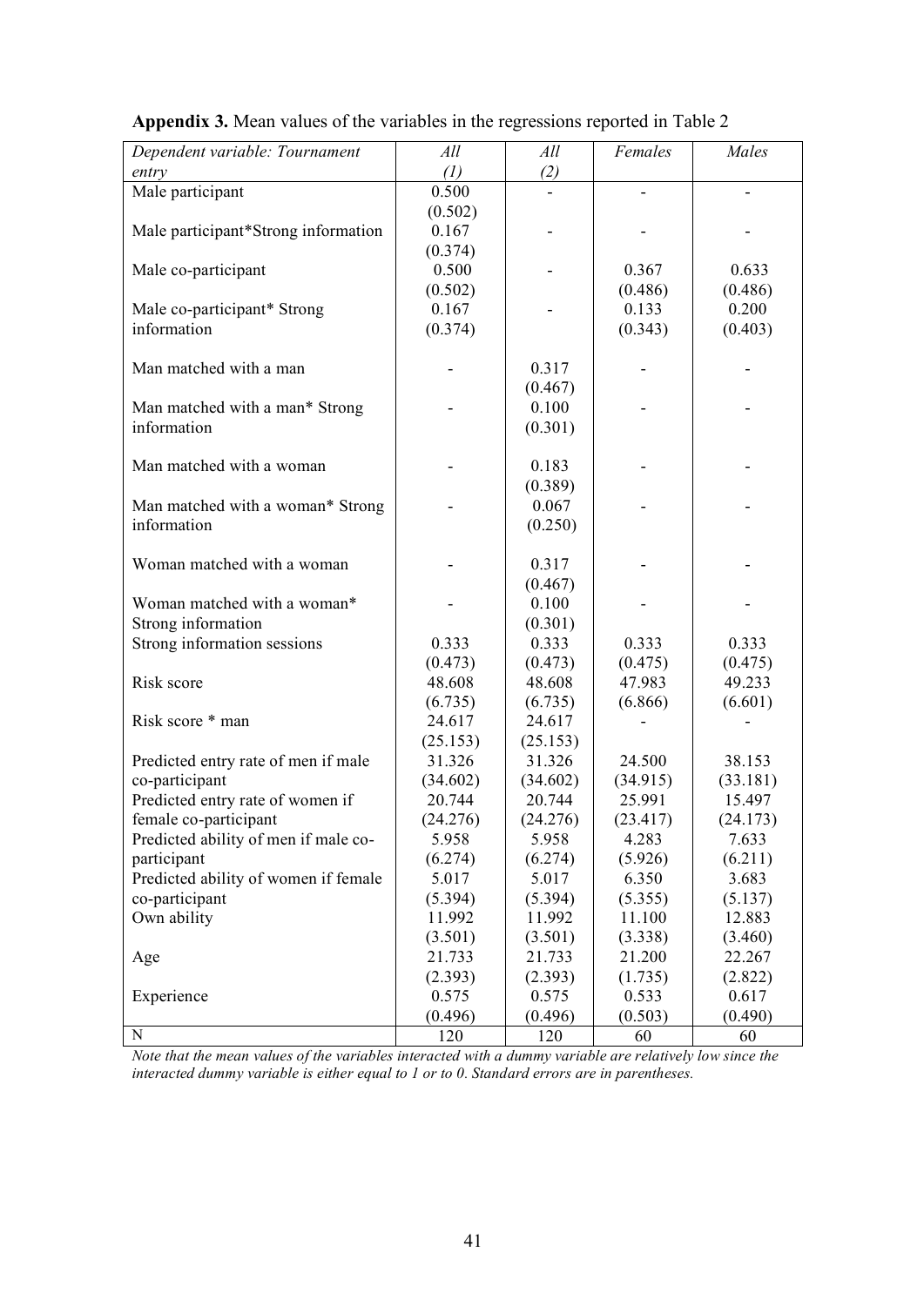**Appendix 3.** Mean values of the variables in the regressions reported in Table 2

| *Dependent variable: Tournament entry* | *All (1)* | *All (2)* | *Females* | *Males* |
|---|---|---|---|---|
| Male participant | 0.500 (0.502) | - | - | - |
| Male participant*Strong information | 0.167 (0.374) | - | - | - |
| Male co-participant | 0.500 (0.502) | - | 0.367 (0.486) | 0.633 (0.486) |
| Male co-participant* Strong information | 0.167 (0.374) | - | 0.133 (0.343) | 0.200 (0.403) |
| Man matched with a man | - | 0.317 (0.467) | - | - |
| Man matched with a man* Strong information | - | 0.100 (0.301) | - | - |
| Man matched with a woman | - | 0.183 (0.389) | - | - |
| Man matched with a woman* Strong information | - | 0.067 (0.250) | - | - |
| Woman matched with a woman | - | 0.317 (0.467) | - | - |
| Woman matched with a woman* Strong information | - | 0.100 (0.301) | - | - |
| Strong information sessions | 0.333 (0.473) | 0.333 (0.473) | 0.333 (0.475) | 0.333 (0.475) |
| Risk score | 48.608 (6.735) | 48.608 (6.735) | 47.983 (6.866) | 49.233 (6.601) |
| Risk score * man | 24.617 (25.153) | 24.617 (25.153) | - | - |
| Predicted entry rate of men if male co-participant | 31.326 (34.602) | 31.326 (34.602) | 24.500 (34.915) | 38.153 (33.181) |
| Predicted entry rate of women if female co-participant | 20.744 (24.276) | 20.744 (24.276) | 25.991 (23.417) | 15.497 (24.173) |
| Predicted ability of men if male co-participant | 5.958 (6.274) | 5.958 (6.274) | 4.283 (5.926) | 7.633 (6.211) |
| Predicted ability of women if female co-participant | 5.017 (5.394) | 5.017 (5.394) | 6.350 (5.355) | 3.683 (5.137) |
| Own ability | 11.992 (3.501) | 11.992 (3.501) | 11.100 (3.338) | 12.883 (3.460) |
| Age | 21.733 (2.393) | 21.733 (2.393) | 21.200 (1.735) | 22.267 (2.822) |
| Experience | 0.575 (0.496) | 0.575 (0.496) | 0.533 (0.503) | 0.617 (0.490) |
| N | 120 | 120 | 60 | 60 |

*Note that the mean values of the variables interacted with a dummy variable are relatively low since the interacted dummy variable is either equal to 1 or to 0. Standard errors are in parentheses.*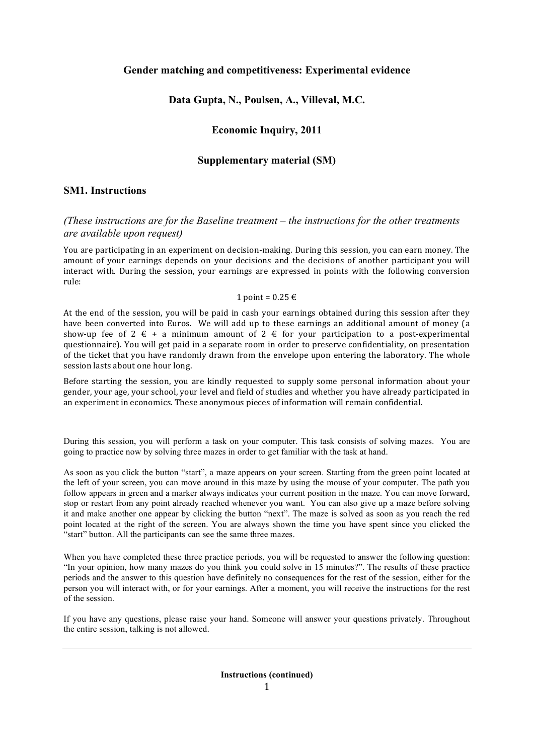**Gender matching and competitiveness: Experimental evidence**

**Data Gupta, N., Poulsen, A., Villeval, M.C.**

**Economic Inquiry, 2011**

**Supplementary material (SM)**

## SM1. Instructions

*(These instructions are for the Baseline treatment – the instructions for the other treatments are available upon request)*

You are participating in an experiment on decision-making. During this session, you can earn money. The amount of your earnings depends on your decisions and the decisions of another participant you will interact with. During the session, your earnings are expressed in points with the following conversion rule:

1 point = 0.25 €

At the end of the session, you will be paid in cash your earnings obtained during this session after they have been converted into Euros. We will add up to these earnings an additional amount of money (a show-up fee of 2 € + a minimum amount of 2 € for your participation to a post-experimental questionnaire). You will get paid in a separate room in order to preserve confidentiality, on presentation of the ticket that you have randomly drawn from the envelope upon entering the laboratory. The whole session lasts about one hour long.

Before starting the session, you are kindly requested to supply some personal information about your gender, your age, your school, your level and field of studies and whether you have already participated in an experiment in economics. These anonymous pieces of information will remain confidential.

During this session, you will perform a task on your computer. This task consists of solving mazes. You are going to practice now by solving three mazes in order to get familiar with the task at hand.

As soon as you click the button "start", a maze appears on your screen. Starting from the green point located at the left of your screen, you can move around in this maze by using the mouse of your computer. The path you follow appears in green and a marker always indicates your current position in the maze. You can move forward, stop or restart from any point already reached whenever you want. You can also give up a maze before solving it and make another one appear by clicking the button "next". The maze is solved as soon as you reach the red point located at the right of the screen. You are always shown the time you have spent since you clicked the "start" button. All the participants can see the same three mazes.

When you have completed these three practice periods, you will be requested to answer the following question: "In your opinion, how many mazes do you think you could solve in 15 minutes?". The results of these practice periods and the answer to this question have definitely no consequences for the rest of the session, either for the person you will interact with, or for your earnings. After a moment, you will receive the instructions for the rest of the session.

If you have any questions, please raise your hand. Someone will answer your questions privately. Throughout the entire session, talking is not allowed.

---

**Instructions (continued)**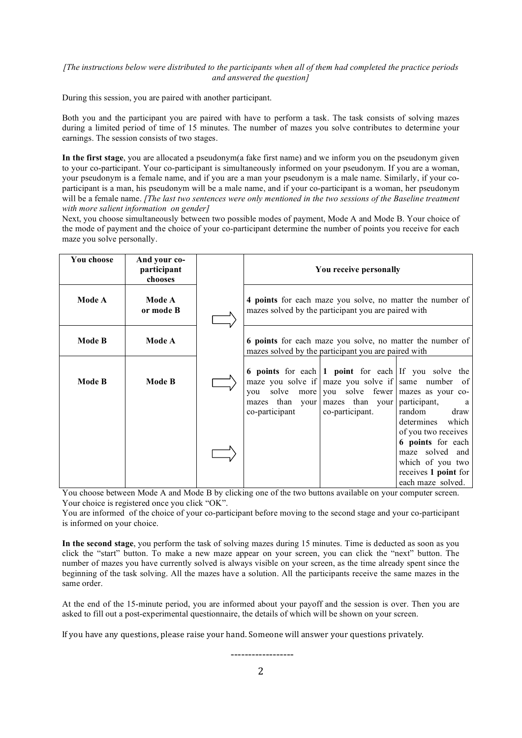*[The instructions below were distributed to the participants when all of them had completed the practice periods and answered the question]*

During this session, you are paired with another participant.

Both you and the participant you are paired with have to perform a task. The task consists of solving mazes during a limited period of time of 15 minutes. The number of mazes you solve contributes to determine your earnings. The session consists of two stages.

**In the first stage**, you are allocated a pseudonym(a fake first name) and we inform you on the pseudonym given to your co-participant. Your co-participant is simultaneously informed on your pseudonym. If you are a woman, your pseudonym is a female name, and if you are a man your pseudonym is a male name. Similarly, if your co-participant is a man, his pseudonym will be a male name, and if your co-participant is a woman, her pseudonym will be a female name. *[The last two sentences were only mentioned in the two sessions of the Baseline treatment with more salient information on gender]*

Next, you choose simultaneously between two possible modes of payment, Mode A and Mode B. Your choice of the mode of payment and the choice of your co-participant determine the number of points you receive for each maze you solve personally.

| You choose | And your co-participant chooses | | You receive personally | | |
|---|---|---|---|---|---|
| **Mode A** | **Mode A or mode B** | ⇒ | **4 points** for each maze you solve, no matter the number of mazes solved by the participant you are paired with | | |
| **Mode B** | **Mode A** | | **6 points** for each maze you solve, no matter the number of mazes solved by the participant you are paired with | | |
| **Mode B** | **Mode B** | ⇒ | **6 points** for each maze you solve if you solve more mazes than your co-participant | **1 point** for each maze you solve if you solve fewer mazes than your co-participant. | If you solve the same number of mazes as your co-participant, a random draw determines which of you two receives **6 points** for each maze solved and which of you two receives **1 point** for each maze solved. |

You choose between Mode A and Mode B by clicking one of the two buttons available on your computer screen. Your choice is registered once you click "OK".

You are informed of the choice of your co-participant before moving to the second stage and your co-participant is informed on your choice.

**In the second stage**, you perform the task of solving mazes during 15 minutes. Time is deducted as soon as you click the "start" button. To make a new maze appear on your screen, you can click the "next" button. The number of mazes you have currently solved is always visible on your screen, as the time already spent since the beginning of the task solving. All the mazes have a solution. All the participants receive the same mazes in the same order.

At the end of the 15-minute period, you are informed about your payoff and the session is over. Then you are asked to fill out a post-experimental questionnaire, the details of which will be shown on your screen.

If you have any questions, please raise your hand. Someone will answer your questions privately.

-----------------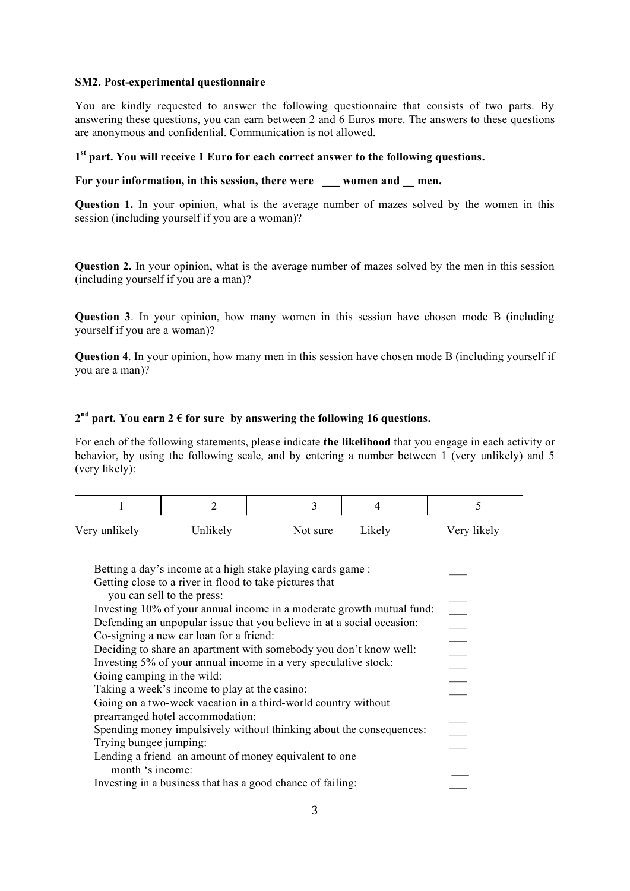**SM2. Post-experimental questionnaire**

You are kindly requested to answer the following questionnaire that consists of two parts. By answering these questions, you can earn between 2 and 6 Euros more. The answers to these questions are anonymous and confidential. Communication is not allowed.

**1st part. You will receive 1 Euro for each correct answer to the following questions.**

**For your information, in this session, there were \_\_\_ women and \_\_ men.**

**Question 1.** In your opinion, what is the average number of mazes solved by the women in this session (including yourself if you are a woman)?

**Question 2.** In your opinion, what is the average number of mazes solved by the men in this session (including yourself if you are a man)?

**Question 3**. In your opinion, how many women in this session have chosen mode B (including yourself if you are a woman)?

**Question 4**. In your opinion, how many men in this session have chosen mode B (including yourself if you are a man)?

**2nd part. You earn 2 € for sure by answering the following 16 questions.**

For each of the following statements, please indicate **the likelihood** that you engage in each activity or behavior, by using the following scale, and by entering a number between 1 (very unlikely) and 5 (very likely):

| 1 | 2 | 3 | 4 | 5 |
|---|---|---|---|---|
| Very unlikely | Unlikely | Not sure | Likely | Very likely |

| Statement | |
|---|---|
| Betting a day's income at a high stake playing cards game : | \_\_\_ |
| Getting close to a river in flood to take pictures that you can sell to the press: | \_\_\_ |
| Investing 10% of your annual income in a moderate growth mutual fund: | \_\_\_ |
| Defending an unpopular issue that you believe in at a social occasion: | \_\_\_ |
| Co-signing a new car loan for a friend: | \_\_\_ |
| Deciding to share an apartment with somebody you don't know well: | \_\_\_ |
| Investing 5% of your annual income in a very speculative stock: | \_\_\_ |
| Going camping in the wild: | \_\_\_ |
| Taking a week's income to play at the casino: | \_\_\_ |
| Going on a two-week vacation in a third-world country without prearranged hotel accommodation: | \_\_\_ |
| Spending money impulsively without thinking about the consequences: | \_\_\_ |
| Trying bungee jumping: | \_\_\_ |
| Lending a friend an amount of money equivalent to one month 's income: | \_\_\_ |
| Investing in a business that has a good chance of failing: | \_\_\_ |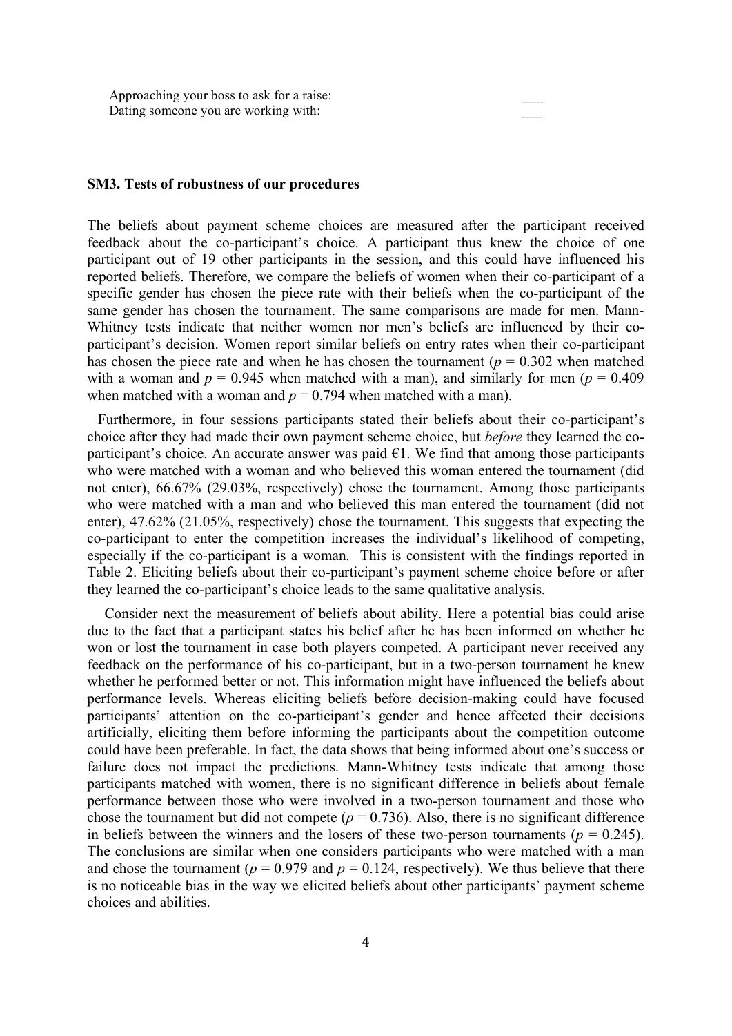Approaching your boss to ask for a raise: \_\_\_
Dating someone you are working with: \_\_\_

## SM3. Tests of robustness of our procedures

The beliefs about payment scheme choices are measured after the participant received feedback about the co-participant's choice. A participant thus knew the choice of one participant out of 19 other participants in the session, and this could have influenced his reported beliefs. Therefore, we compare the beliefs of women when their co-participant of a specific gender has chosen the piece rate with their beliefs when the co-participant of the same gender has chosen the tournament. The same comparisons are made for men. Mann-Whitney tests indicate that neither women nor men's beliefs are influenced by their co-participant's decision. Women report similar beliefs on entry rates when their co-participant has chosen the piece rate and when he has chosen the tournament ($p = 0.302$ when matched with a woman and $p = 0.945$ when matched with a man), and similarly for men ($p = 0.409$ when matched with a woman and $p = 0.794$ when matched with a man).

Furthermore, in four sessions participants stated their beliefs about their co-participant's choice after they had made their own payment scheme choice, but *before* they learned the co-participant's choice. An accurate answer was paid €1. We find that among those participants who were matched with a woman and who believed this woman entered the tournament (did not enter), 66.67% (29.03%, respectively) chose the tournament. Among those participants who were matched with a man and who believed this man entered the tournament (did not enter), 47.62% (21.05%, respectively) chose the tournament. This suggests that expecting the co-participant to enter the competition increases the individual's likelihood of competing, especially if the co-participant is a woman. This is consistent with the findings reported in Table 2. Eliciting beliefs about their co-participant's payment scheme choice before or after they learned the co-participant's choice leads to the same qualitative analysis.

Consider next the measurement of beliefs about ability. Here a potential bias could arise due to the fact that a participant states his belief after he has been informed on whether he won or lost the tournament in case both players competed. A participant never received any feedback on the performance of his co-participant, but in a two-person tournament he knew whether he performed better or not. This information might have influenced the beliefs about performance levels. Whereas eliciting beliefs before decision-making could have focused participants' attention on the co-participant's gender and hence affected their decisions artificially, eliciting them before informing the participants about the competition outcome could have been preferable. In fact, the data shows that being informed about one's success or failure does not impact the predictions. Mann-Whitney tests indicate that among those participants matched with women, there is no significant difference in beliefs about female performance between those who were involved in a two-person tournament and those who chose the tournament but did not compete ($p = 0.736$). Also, there is no significant difference in beliefs between the winners and the losers of these two-person tournaments ($p = 0.245$). The conclusions are similar when one considers participants who were matched with a man and chose the tournament ($p = 0.979$ and $p = 0.124$, respectively). We thus believe that there is no noticeable bias in the way we elicited beliefs about other participants' payment scheme choices and abilities.